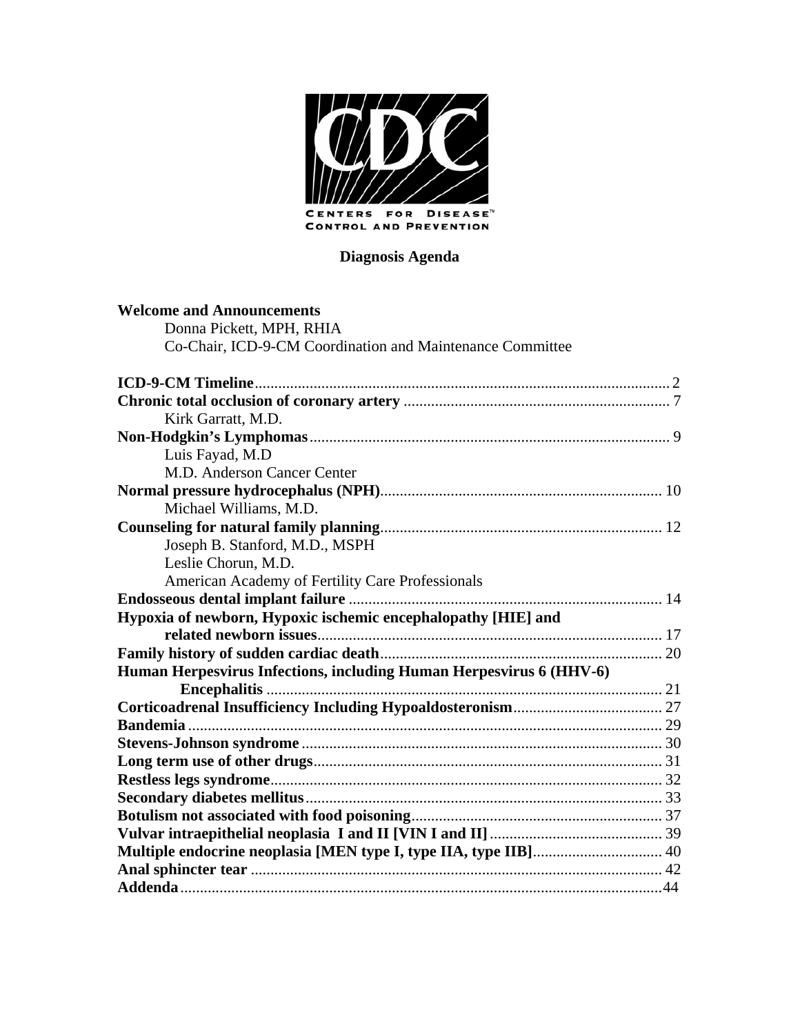CENTERS FOR DISEASE CONTROL AND PREVENTION

# Diagnosis Agenda

**Welcome and Announcements**
Donna Pickett, MPH, RHIA
Co-Chair, ICD-9-CM Coordination and Maintenance Committee

**ICD-9-CM Timeline** ..... 2

**Chronic total occlusion of coronary artery** ..... 7
Kirk Garratt, M.D.

**Non-Hodgkin's Lymphomas** ..... 9
Luis Fayad, M.D
M.D. Anderson Cancer Center

**Normal pressure hydrocephalus (NPH)** ..... 10
Michael Williams, M.D.

**Counseling for natural family planning** ..... 12
Joseph B. Stanford, M.D., MSPH
Leslie Chorun, M.D.
American Academy of Fertility Care Professionals

**Endosseous dental implant failure** ..... 14

**Hypoxia of newborn, Hypoxic ischemic encephalopathy [HIE] and related newborn issues** ..... 17

**Family history of sudden cardiac death** ..... 20

**Human Herpesvirus Infections, including Human Herpesvirus 6 (HHV-6) Encephalitis** ..... 21

**Corticoadrenal Insufficiency Including Hypoaldosteronism** ..... 27

**Bandemia** ..... 29

**Stevens-Johnson syndrome** ..... 30

**Long term use of other drugs** ..... 31

**Restless legs syndrome** ..... 32

**Secondary diabetes mellitus** ..... 33

**Botulism not associated with food poisoning** ..... 37

**Vulvar intraepithelial neoplasia I and II [VIN I and II]** ..... 39

**Multiple endocrine neoplasia [MEN type I, type IIA, type IIB]** ..... 40

**Anal sphincter tear** ..... 42

**Addenda** ..... 44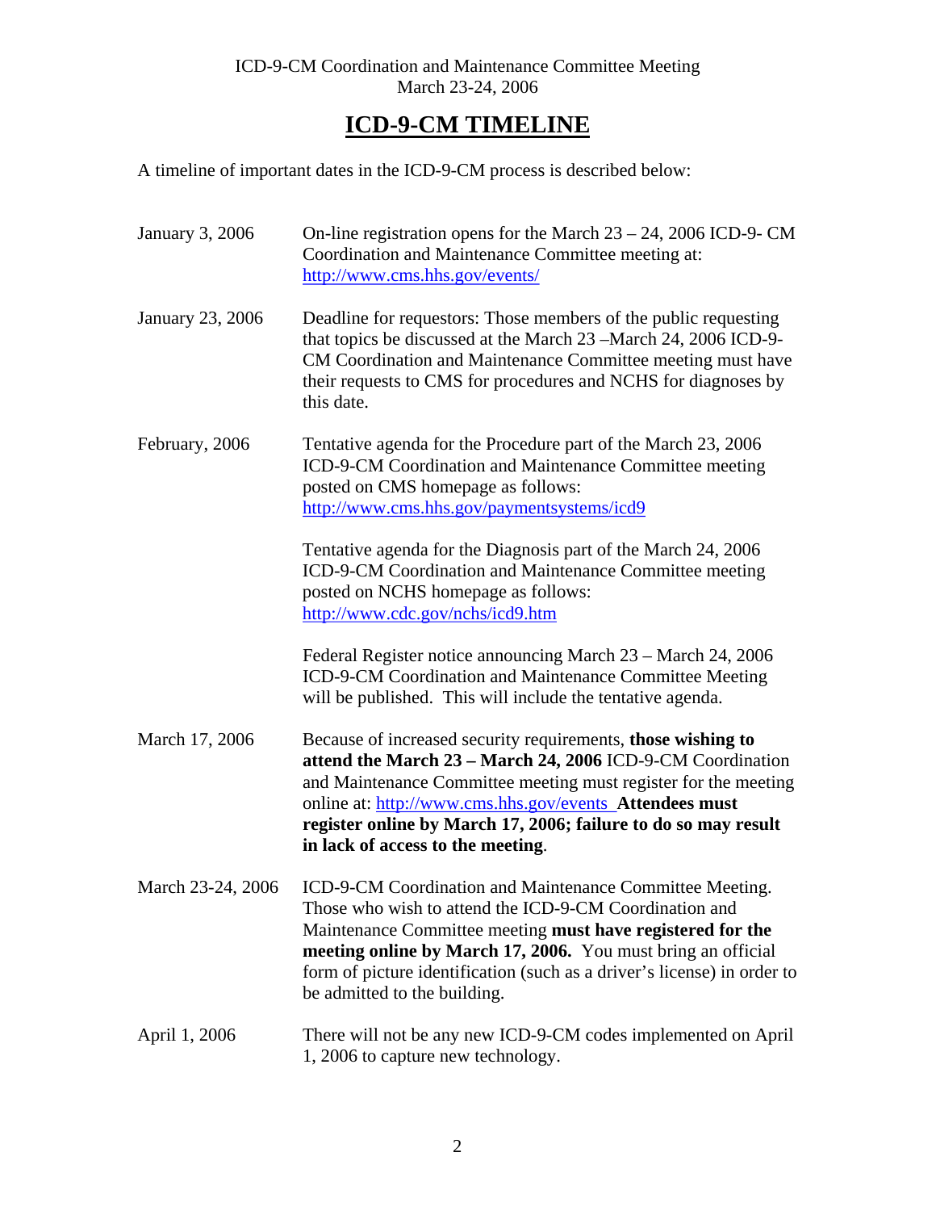ICD-9-CM Coordination and Maintenance Committee Meeting
March 23-24, 2006

# ICD-9-CM TIMELINE

A timeline of important dates in the ICD-9-CM process is described below:

| | |
|---|---|
| January 3, 2006 | On-line registration opens for the March 23 – 24, 2006 ICD-9- CM Coordination and Maintenance Committee meeting at: http://www.cms.hhs.gov/events/ |
| January 23, 2006 | Deadline for requestors: Those members of the public requesting that topics be discussed at the March 23 –March 24, 2006 ICD-9-CM Coordination and Maintenance Committee meeting must have their requests to CMS for procedures and NCHS for diagnoses by this date. |
| February, 2006 | Tentative agenda for the Procedure part of the March 23, 2006 ICD-9-CM Coordination and Maintenance Committee meeting posted on CMS homepage as follows: http://www.cms.hhs.gov/paymentsystems/icd9<br><br>Tentative agenda for the Diagnosis part of the March 24, 2006 ICD-9-CM Coordination and Maintenance Committee meeting posted on NCHS homepage as follows: http://www.cdc.gov/nchs/icd9.htm<br><br>Federal Register notice announcing March 23 – March 24, 2006 ICD-9-CM Coordination and Maintenance Committee Meeting will be published. This will include the tentative agenda. |
| March 17, 2006 | Because of increased security requirements, **those wishing to attend the March 23 – March 24, 2006** ICD-9-CM Coordination and Maintenance Committee meeting must register for the meeting online at: http://www.cms.hhs.gov/events **Attendees must register online by March 17, 2006; failure to do so may result in lack of access to the meeting**. |
| March 23-24, 2006 | ICD-9-CM Coordination and Maintenance Committee Meeting. Those who wish to attend the ICD-9-CM Coordination and Maintenance Committee meeting **must have registered for the meeting online by March 17, 2006.** You must bring an official form of picture identification (such as a driver's license) in order to be admitted to the building. |
| April 1, 2006 | There will not be any new ICD-9-CM codes implemented on April 1, 2006 to capture new technology. |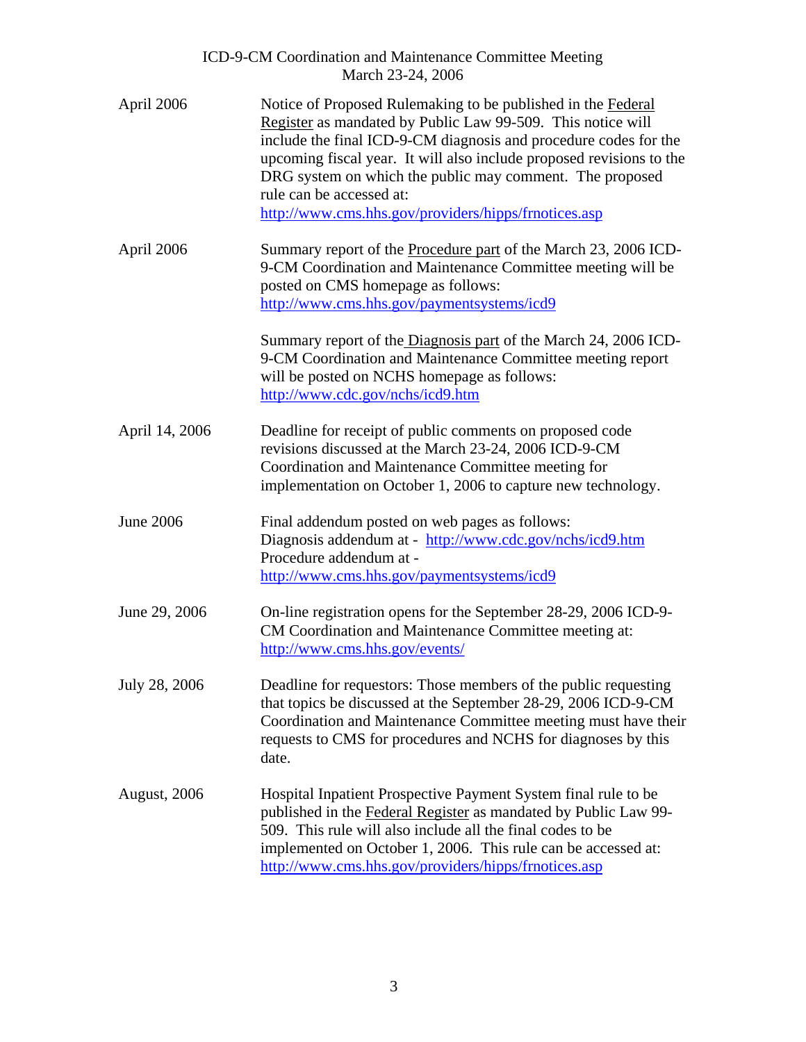| | |
|---|---|
| April 2006 | Notice of Proposed Rulemaking to be published in the Federal Register as mandated by Public Law 99-509. This notice will include the final ICD-9-CM diagnosis and procedure codes for the upcoming fiscal year. It will also include proposed revisions to the DRG system on which the public may comment. The proposed rule can be accessed at: http://www.cms.hhs.gov/providers/hipps/frnotices.asp |
| April 2006 | Summary report of the Procedure part of the March 23, 2006 ICD-9-CM Coordination and Maintenance Committee meeting will be posted on CMS homepage as follows: http://www.cms.hhs.gov/paymentsystems/icd9<br><br>Summary report of the Diagnosis part of the March 24, 2006 ICD-9-CM Coordination and Maintenance Committee meeting report will be posted on NCHS homepage as follows: http://www.cdc.gov/nchs/icd9.htm |
| April 14, 2006 | Deadline for receipt of public comments on proposed code revisions discussed at the March 23-24, 2006 ICD-9-CM Coordination and Maintenance Committee meeting for implementation on October 1, 2006 to capture new technology. |
| June 2006 | Final addendum posted on web pages as follows:<br>Diagnosis addendum at - http://www.cdc.gov/nchs/icd9.htm<br>Procedure addendum at - http://www.cms.hhs.gov/paymentsystems/icd9 |
| June 29, 2006 | On-line registration opens for the September 28-29, 2006 ICD-9-CM Coordination and Maintenance Committee meeting at: http://www.cms.hhs.gov/events/ |
| July 28, 2006 | Deadline for requestors: Those members of the public requesting that topics be discussed at the September 28-29, 2006 ICD-9-CM Coordination and Maintenance Committee meeting must have their requests to CMS for procedures and NCHS for diagnoses by this date. |
| August, 2006 | Hospital Inpatient Prospective Payment System final rule to be published in the Federal Register as mandated by Public Law 99-509. This rule will also include all the final codes to be implemented on October 1, 2006. This rule can be accessed at: http://www.cms.hhs.gov/providers/hipps/frnotices.asp |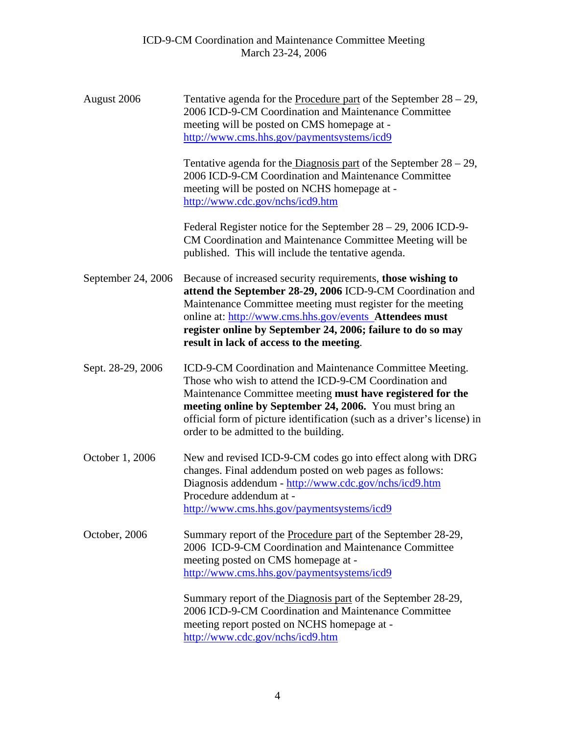| | |
|---|---|
| August 2006 | Tentative agenda for the Procedure part of the September 28 – 29, 2006 ICD-9-CM Coordination and Maintenance Committee meeting will be posted on CMS homepage at - http://www.cms.hhs.gov/paymentsystems/icd9<br><br>Tentative agenda for the Diagnosis part of the September 28 – 29, 2006 ICD-9-CM Coordination and Maintenance Committee meeting will be posted on NCHS homepage at - http://www.cdc.gov/nchs/icd9.htm<br><br>Federal Register notice for the September 28 – 29, 2006 ICD-9-CM Coordination and Maintenance Committee Meeting will be published. This will include the tentative agenda. |
| September 24, 2006 | Because of increased security requirements, **those wishing to attend the September 28-29, 2006** ICD-9-CM Coordination and Maintenance Committee meeting must register for the meeting online at: http://www.cms.hhs.gov/events **Attendees must register online by September 24, 2006; failure to do so may result in lack of access to the meeting**. |
| Sept. 28-29, 2006 | ICD-9-CM Coordination and Maintenance Committee Meeting. Those who wish to attend the ICD-9-CM Coordination and Maintenance Committee meeting **must have registered for the meeting online by September 24, 2006.** You must bring an official form of picture identification (such as a driver's license) in order to be admitted to the building. |
| October 1, 2006 | New and revised ICD-9-CM codes go into effect along with DRG changes. Final addendum posted on web pages as follows:<br>Diagnosis addendum - http://www.cdc.gov/nchs/icd9.htm<br>Procedure addendum at - http://www.cms.hhs.gov/paymentsystems/icd9 |
| October, 2006 | Summary report of the Procedure part of the September 28-29, 2006 ICD-9-CM Coordination and Maintenance Committee meeting posted on CMS homepage at - http://www.cms.hhs.gov/paymentsystems/icd9<br><br>Summary report of the Diagnosis part of the September 28-29, 2006 ICD-9-CM Coordination and Maintenance Committee meeting report posted on NCHS homepage at - http://www.cdc.gov/nchs/icd9.htm |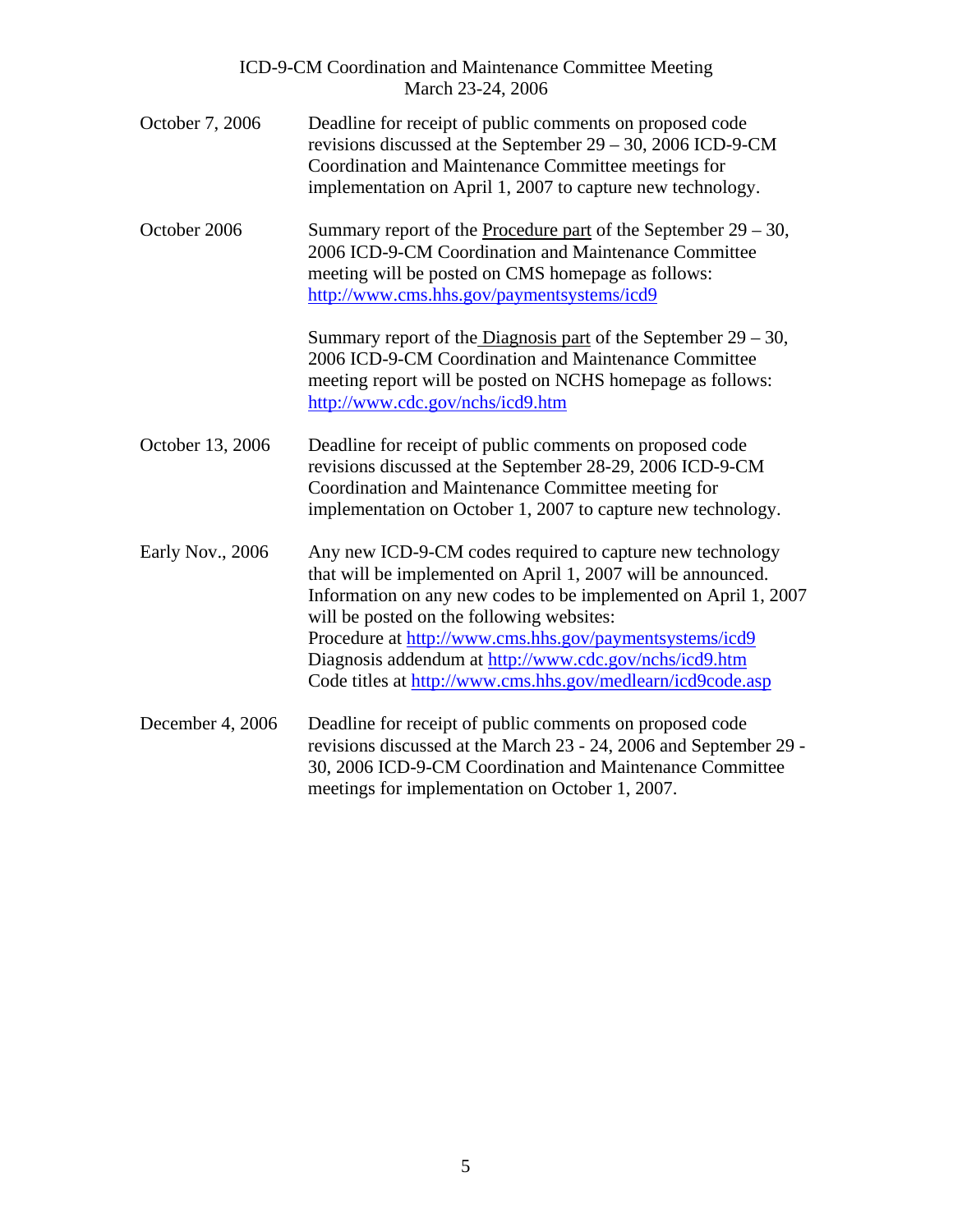| | |
|---|---|
| October 7, 2006 | Deadline for receipt of public comments on proposed code revisions discussed at the September 29 – 30, 2006 ICD-9-CM Coordination and Maintenance Committee meetings for implementation on April 1, 2007 to capture new technology. |
| October 2006 | Summary report of the Procedure part of the September 29 – 30, 2006 ICD-9-CM Coordination and Maintenance Committee meeting will be posted on CMS homepage as follows: http://www.cms.hhs.gov/paymentsystems/icd9<br><br>Summary report of the Diagnosis part of the September 29 – 30, 2006 ICD-9-CM Coordination and Maintenance Committee meeting report will be posted on NCHS homepage as follows: http://www.cdc.gov/nchs/icd9.htm |
| October 13, 2006 | Deadline for receipt of public comments on proposed code revisions discussed at the September 28-29, 2006 ICD-9-CM Coordination and Maintenance Committee meeting for implementation on October 1, 2007 to capture new technology. |
| Early Nov., 2006 | Any new ICD-9-CM codes required to capture new technology that will be implemented on April 1, 2007 will be announced. Information on any new codes to be implemented on April 1, 2007 will be posted on the following websites:<br>Procedure at http://www.cms.hhs.gov/paymentsystems/icd9<br>Diagnosis addendum at http://www.cdc.gov/nchs/icd9.htm<br>Code titles at http://www.cms.hhs.gov/medlearn/icd9code.asp |
| December 4, 2006 | Deadline for receipt of public comments on proposed code revisions discussed at the March 23 - 24, 2006 and September 29 - 30, 2006 ICD-9-CM Coordination and Maintenance Committee meetings for implementation on October 1, 2007. |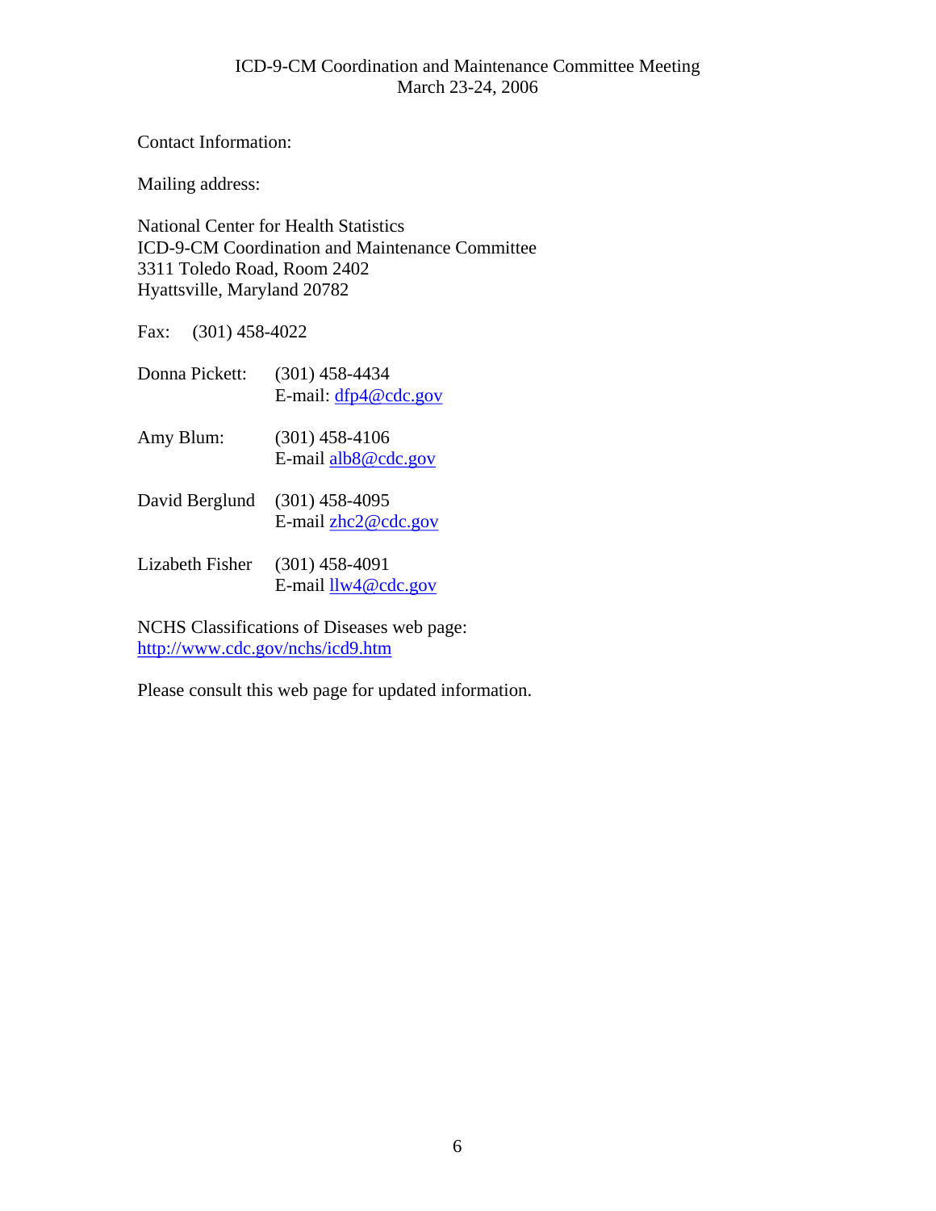Contact Information:

Mailing address:

National Center for Health Statistics
ICD-9-CM Coordination and Maintenance Committee
3311 Toledo Road, Room 2402
Hyattsville, Maryland 20782

Fax: (301) 458-4022

Donna Pickett: (301) 458-4434
E-mail: dfp4@cdc.gov

Amy Blum: (301) 458-4106
E-mail alb8@cdc.gov

David Berglund (301) 458-4095
E-mail zhc2@cdc.gov

Lizabeth Fisher (301) 458-4091
E-mail llw4@cdc.gov

NCHS Classifications of Diseases web page:
http://www.cdc.gov/nchs/icd9.htm

Please consult this web page for updated information.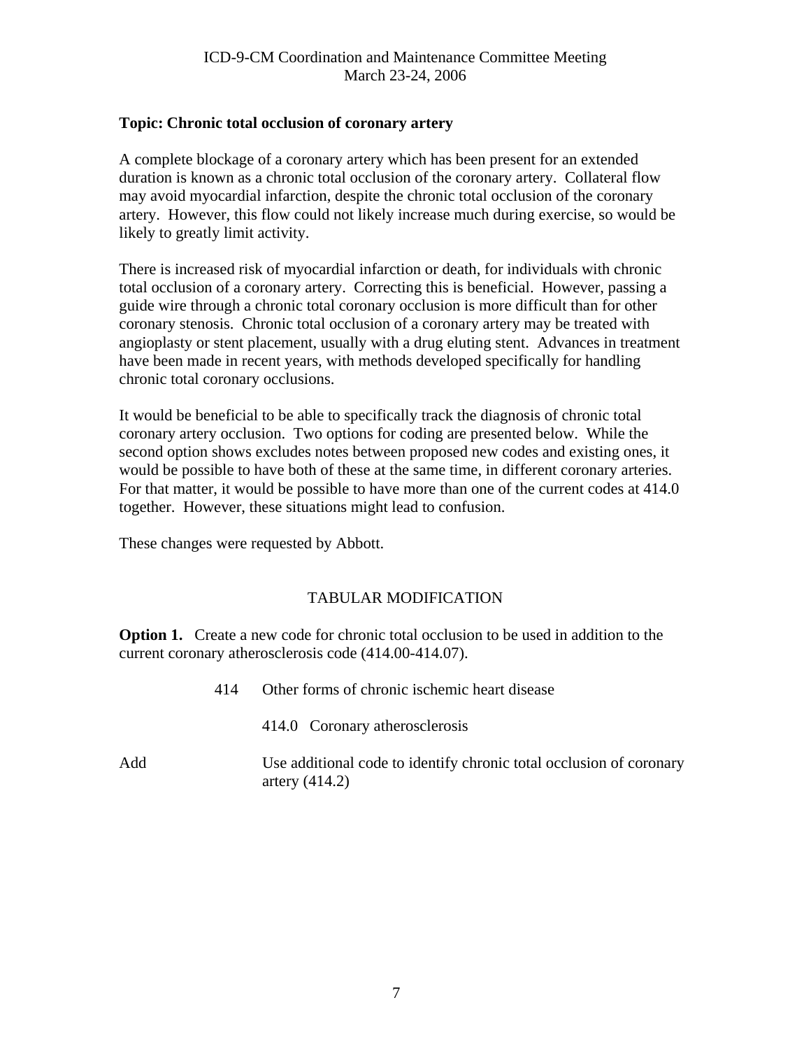**Topic: Chronic total occlusion of coronary artery**

A complete blockage of a coronary artery which has been present for an extended duration is known as a chronic total occlusion of the coronary artery. Collateral flow may avoid myocardial infarction, despite the chronic total occlusion of the coronary artery. However, this flow could not likely increase much during exercise, so would be likely to greatly limit activity.

There is increased risk of myocardial infarction or death, for individuals with chronic total occlusion of a coronary artery. Correcting this is beneficial. However, passing a guide wire through a chronic total coronary occlusion is more difficult than for other coronary stenosis. Chronic total occlusion of a coronary artery may be treated with angioplasty or stent placement, usually with a drug eluting stent. Advances in treatment have been made in recent years, with methods developed specifically for handling chronic total coronary occlusions.

It would be beneficial to be able to specifically track the diagnosis of chronic total coronary artery occlusion. Two options for coding are presented below. While the second option shows excludes notes between proposed new codes and existing ones, it would be possible to have both of these at the same time, in different coronary arteries. For that matter, it would be possible to have more than one of the current codes at 414.0 together. However, these situations might lead to confusion.

These changes were requested by Abbott.

TABULAR MODIFICATION

**Option 1.** Create a new code for chronic total occlusion to be used in addition to the current coronary atherosclerosis code (414.00-414.07).

414 Other forms of chronic ischemic heart disease

414.0 Coronary atherosclerosis

Add Use additional code to identify chronic total occlusion of coronary artery (414.2)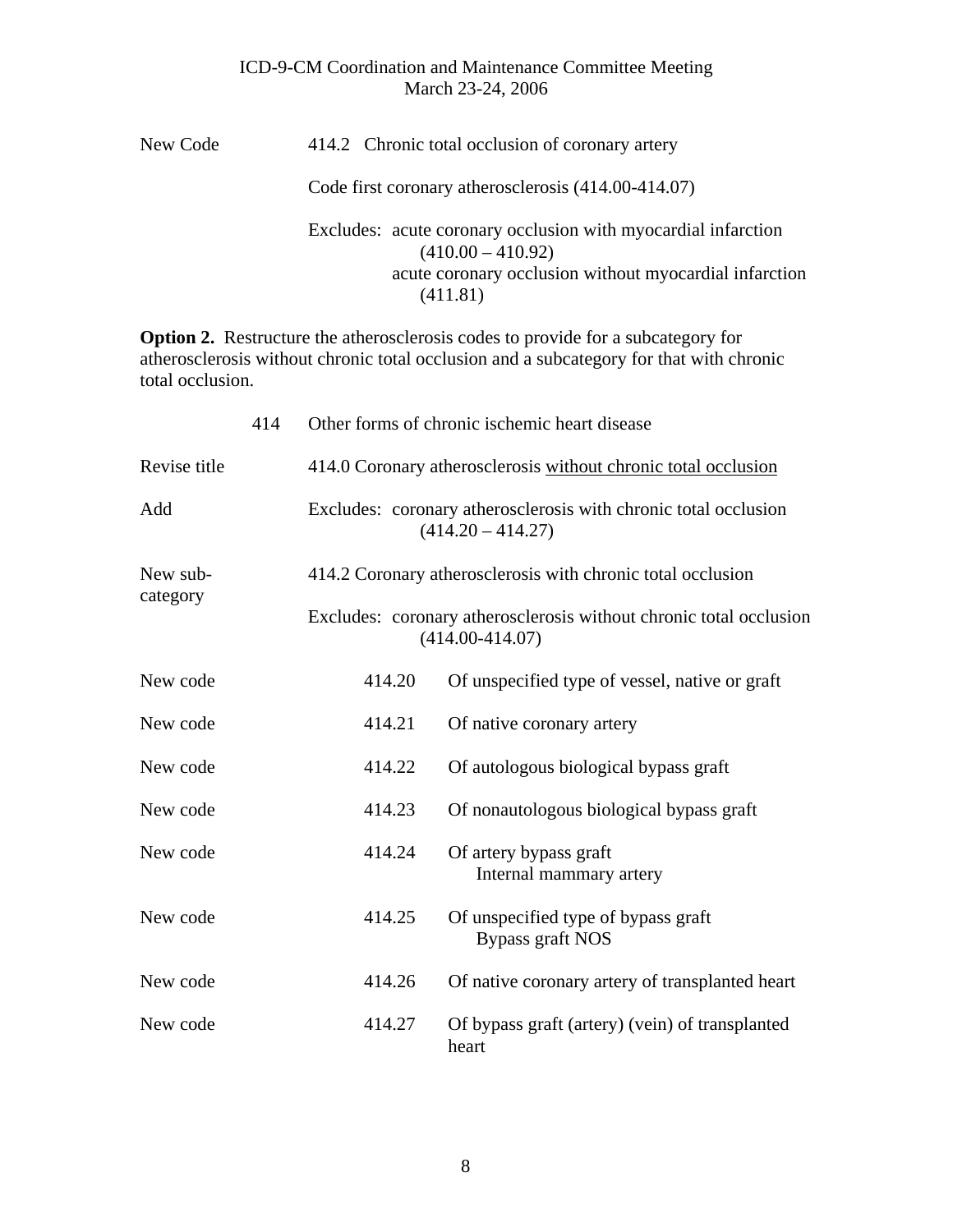| | |
|---|---|
| New Code | 414.2 Chronic total occlusion of coronary artery |
| | Code first coronary atherosclerosis (414.00-414.07) |
| | Excludes: acute coronary occlusion with myocardial infarction (410.00 – 410.92)<br>acute coronary occlusion without myocardial infarction (411.81) |

**Option 2.** Restructure the atherosclerosis codes to provide for a subcategory for atherosclerosis without chronic total occlusion and a subcategory for that with chronic total occlusion.

| | | |
|---|---|---|
| 414 | | Other forms of chronic ischemic heart disease |
| Revise title | | 414.0 Coronary atherosclerosis <u>without chronic total occlusion</u> |
| Add | | Excludes: coronary atherosclerosis with chronic total occlusion (414.20 – 414.27) |
| New sub-category | | 414.2 Coronary atherosclerosis with chronic total occlusion |
| | | Excludes: coronary atherosclerosis without chronic total occlusion (414.00-414.07) |
| New code | 414.20 | Of unspecified type of vessel, native or graft |
| New code | 414.21 | Of native coronary artery |
| New code | 414.22 | Of autologous biological bypass graft |
| New code | 414.23 | Of nonautologous biological bypass graft |
| New code | 414.24 | Of artery bypass graft<br>Internal mammary artery |
| New code | 414.25 | Of unspecified type of bypass graft<br>Bypass graft NOS |
| New code | 414.26 | Of native coronary artery of transplanted heart |
| New code | 414.27 | Of bypass graft (artery) (vein) of transplanted heart |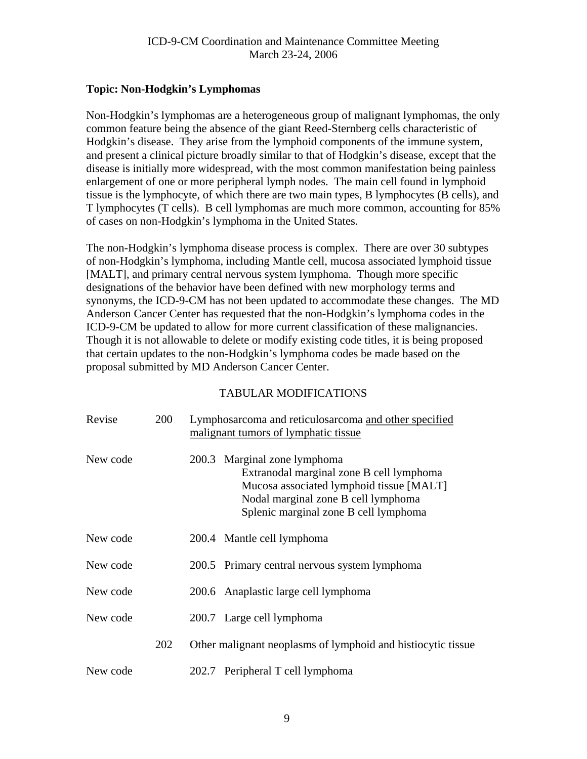**Topic: Non-Hodgkin's Lymphomas**

Non-Hodgkin's lymphomas are a heterogeneous group of malignant lymphomas, the only common feature being the absence of the giant Reed-Sternberg cells characteristic of Hodgkin's disease. They arise from the lymphoid components of the immune system, and present a clinical picture broadly similar to that of Hodgkin's disease, except that the disease is initially more widespread, with the most common manifestation being painless enlargement of one or more peripheral lymph nodes. The main cell found in lymphoid tissue is the lymphocyte, of which there are two main types, B lymphocytes (B cells), and T lymphocytes (T cells). B cell lymphomas are much more common, accounting for 85% of cases on non-Hodgkin's lymphoma in the United States.

The non-Hodgkin's lymphoma disease process is complex. There are over 30 subtypes of non-Hodgkin's lymphoma, including Mantle cell, mucosa associated lymphoid tissue [MALT], and primary central nervous system lymphoma. Though more specific designations of the behavior have been defined with new morphology terms and synonyms, the ICD-9-CM has not been updated to accommodate these changes. The MD Anderson Cancer Center has requested that the non-Hodgkin's lymphoma codes in the ICD-9-CM be updated to allow for more current classification of these malignancies. Though it is not allowable to delete or modify existing code titles, it is being proposed that certain updates to the non-Hodgkin's lymphoma codes be made based on the proposal submitted by MD Anderson Cancer Center.

TABULAR MODIFICATIONS

Revise 200 Lymphosarcoma and reticulosarcoma <u>and other specified malignant tumors of lymphatic tissue</u>

New code 200.3 Marginal zone lymphoma
- Extranodal marginal zone B cell lymphoma
- Mucosa associated lymphoid tissue [MALT]
- Nodal marginal zone B cell lymphoma
- Splenic marginal zone B cell lymphoma

New code 200.4 Mantle cell lymphoma

New code 200.5 Primary central nervous system lymphoma

New code 200.6 Anaplastic large cell lymphoma

New code 200.7 Large cell lymphoma

202 Other malignant neoplasms of lymphoid and histiocytic tissue

New code 202.7 Peripheral T cell lymphoma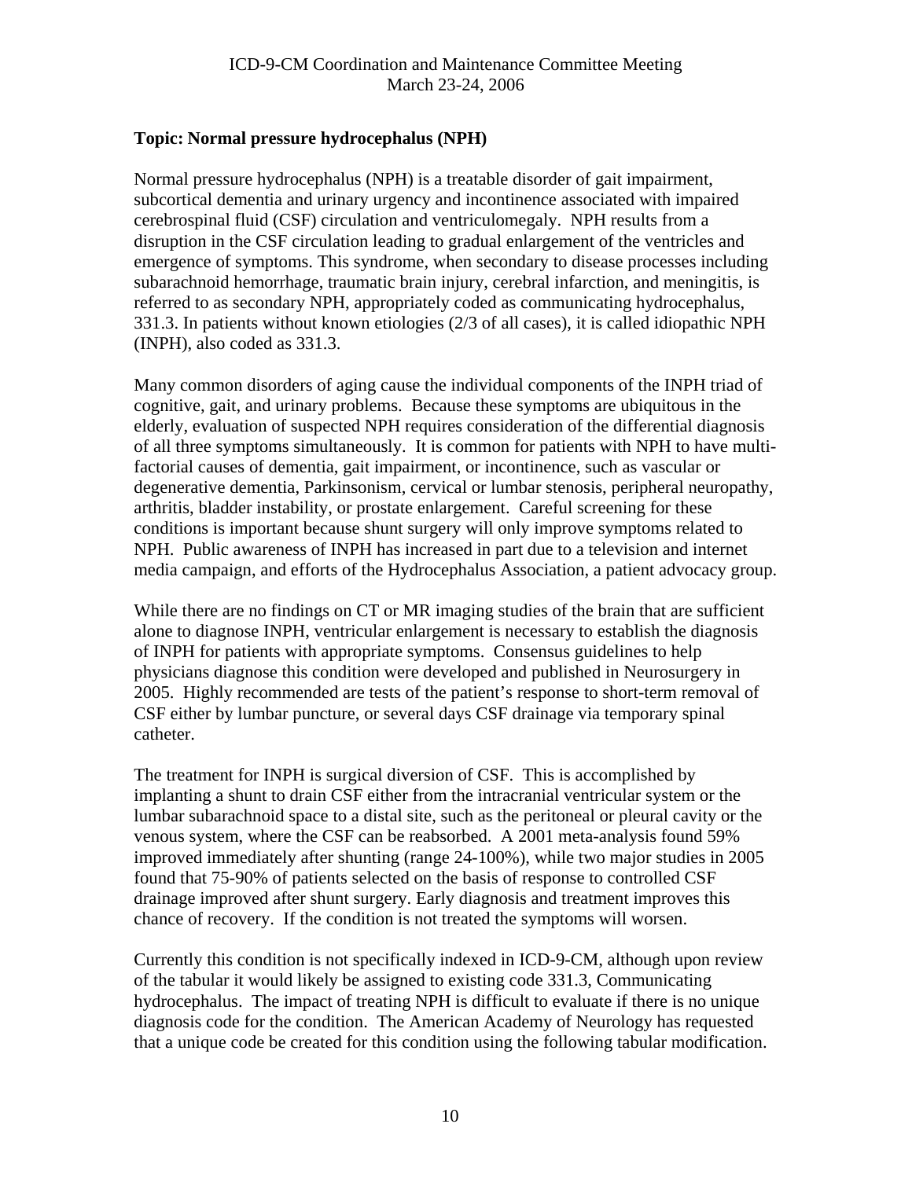**Topic: Normal pressure hydrocephalus (NPH)**

Normal pressure hydrocephalus (NPH) is a treatable disorder of gait impairment, subcortical dementia and urinary urgency and incontinence associated with impaired cerebrospinal fluid (CSF) circulation and ventriculomegaly. NPH results from a disruption in the CSF circulation leading to gradual enlargement of the ventricles and emergence of symptoms. This syndrome, when secondary to disease processes including subarachnoid hemorrhage, traumatic brain injury, cerebral infarction, and meningitis, is referred to as secondary NPH, appropriately coded as communicating hydrocephalus, 331.3. In patients without known etiologies (2/3 of all cases), it is called idiopathic NPH (INPH), also coded as 331.3.

Many common disorders of aging cause the individual components of the INPH triad of cognitive, gait, and urinary problems. Because these symptoms are ubiquitous in the elderly, evaluation of suspected NPH requires consideration of the differential diagnosis of all three symptoms simultaneously. It is common for patients with NPH to have multi-factorial causes of dementia, gait impairment, or incontinence, such as vascular or degenerative dementia, Parkinsonism, cervical or lumbar stenosis, peripheral neuropathy, arthritis, bladder instability, or prostate enlargement. Careful screening for these conditions is important because shunt surgery will only improve symptoms related to NPH. Public awareness of INPH has increased in part due to a television and internet media campaign, and efforts of the Hydrocephalus Association, a patient advocacy group.

While there are no findings on CT or MR imaging studies of the brain that are sufficient alone to diagnose INPH, ventricular enlargement is necessary to establish the diagnosis of INPH for patients with appropriate symptoms. Consensus guidelines to help physicians diagnose this condition were developed and published in Neurosurgery in 2005. Highly recommended are tests of the patient's response to short-term removal of CSF either by lumbar puncture, or several days CSF drainage via temporary spinal catheter.

The treatment for INPH is surgical diversion of CSF. This is accomplished by implanting a shunt to drain CSF either from the intracranial ventricular system or the lumbar subarachnoid space to a distal site, such as the peritoneal or pleural cavity or the venous system, where the CSF can be reabsorbed. A 2001 meta-analysis found 59% improved immediately after shunting (range 24-100%), while two major studies in 2005 found that 75-90% of patients selected on the basis of response to controlled CSF drainage improved after shunt surgery. Early diagnosis and treatment improves this chance of recovery. If the condition is not treated the symptoms will worsen.

Currently this condition is not specifically indexed in ICD-9-CM, although upon review of the tabular it would likely be assigned to existing code 331.3, Communicating hydrocephalus. The impact of treating NPH is difficult to evaluate if there is no unique diagnosis code for the condition. The American Academy of Neurology has requested that a unique code be created for this condition using the following tabular modification.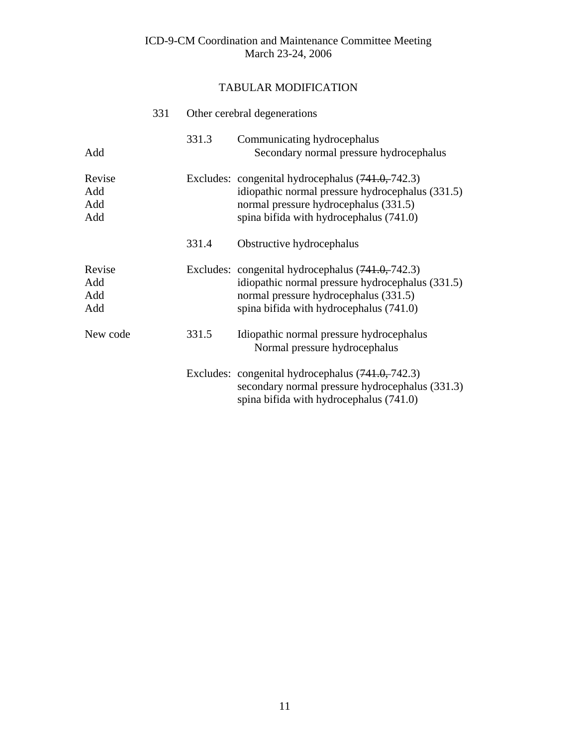ICD-9-CM Coordination and Maintenance Committee Meeting
March 23-24, 2006

## TABULAR MODIFICATION

| | | | |
|---|---|---|---|
| | 331 | Other cerebral degenerations | |
| | 331.3 | Communicating hydrocephalus | |
| Add | | | Secondary normal pressure hydrocephalus |
| Revise | | Excludes: | congenital hydrocephalus (~~741.0,~~ 742.3) |
| Add | | | idiopathic normal pressure hydrocephalus (331.5) |
| Add | | | normal pressure hydrocephalus (331.5) |
| Add | | | spina bifida with hydrocephalus (741.0) |
| | 331.4 | Obstructive hydrocephalus | |
| Revise | | Excludes: | congenital hydrocephalus (~~741.0,~~ 742.3) |
| Add | | | idiopathic normal pressure hydrocephalus (331.5) |
| Add | | | normal pressure hydrocephalus (331.5) |
| Add | | | spina bifida with hydrocephalus (741.0) |
| New code | 331.5 | Idiopathic normal pressure hydrocephalus | |
| | | | Normal pressure hydrocephalus |
| | | Excludes: | congenital hydrocephalus (~~741.0,~~ 742.3) |
| | | | secondary normal pressure hydrocephalus (331.3) |
| | | | spina bifida with hydrocephalus (741.0) |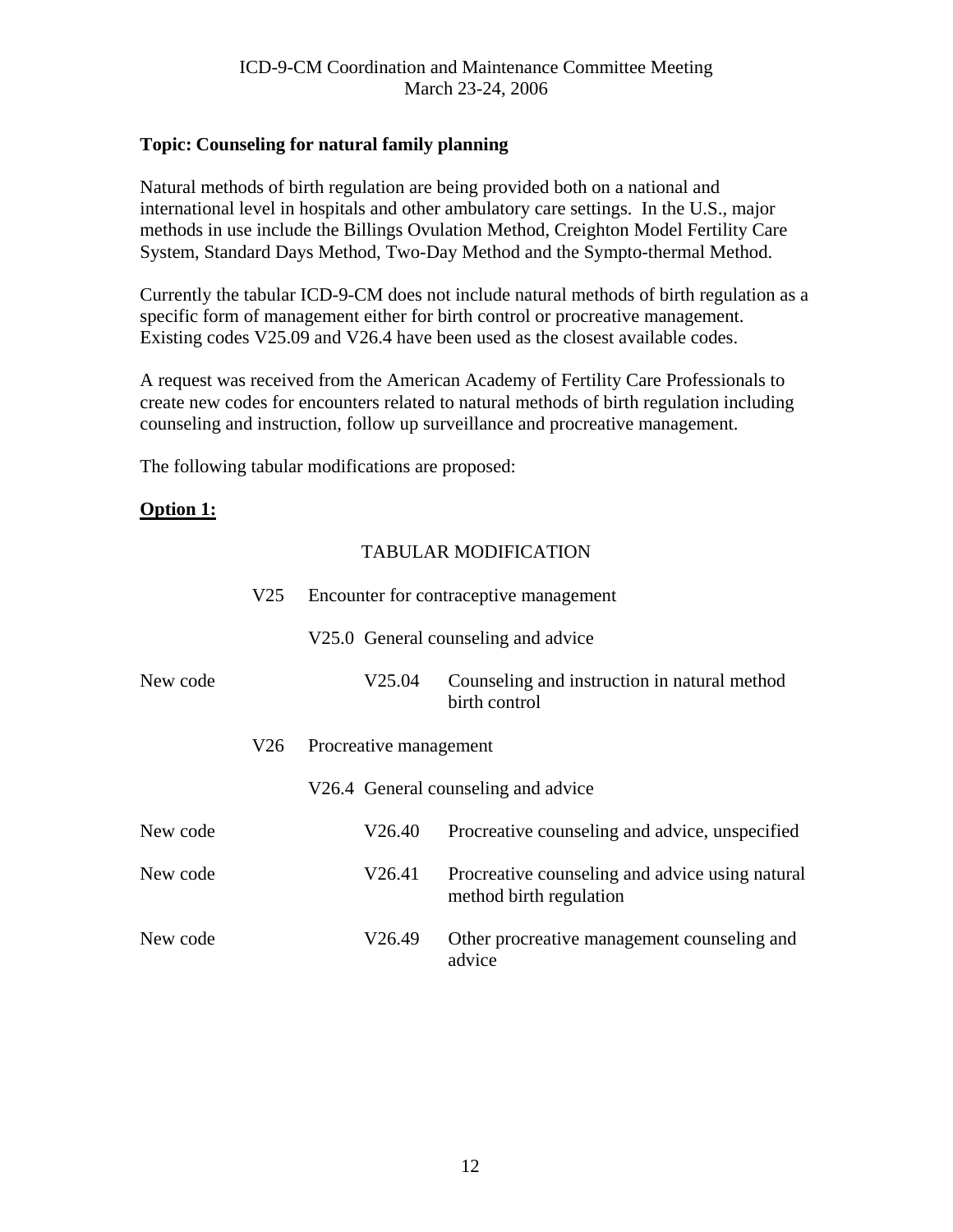ICD-9-CM Coordination and Maintenance Committee Meeting
March 23-24, 2006

**Topic: Counseling for natural family planning**

Natural methods of birth regulation are being provided both on a national and international level in hospitals and other ambulatory care settings. In the U.S., major methods in use include the Billings Ovulation Method, Creighton Model Fertility Care System, Standard Days Method, Two-Day Method and the Sympto-thermal Method.

Currently the tabular ICD-9-CM does not include natural methods of birth regulation as a specific form of management either for birth control or procreative management. Existing codes V25.09 and V26.4 have been used as the closest available codes.

A request was received from the American Academy of Fertility Care Professionals to create new codes for encounters related to natural methods of birth regulation including counseling and instruction, follow up surveillance and procreative management.

The following tabular modifications are proposed:

**Option 1:**

TABULAR MODIFICATION

| | | | |
|---|---|---|---|
| | V25 | Encounter for contraceptive management | |
| | | V25.0 General counseling and advice | |
| New code | | V25.04 | Counseling and instruction in natural method birth control |
| | V26 | Procreative management | |
| | | V26.4 General counseling and advice | |
| New code | | V26.40 | Procreative counseling and advice, unspecified |
| New code | | V26.41 | Procreative counseling and advice using natural method birth regulation |
| New code | | V26.49 | Other procreative management counseling and advice |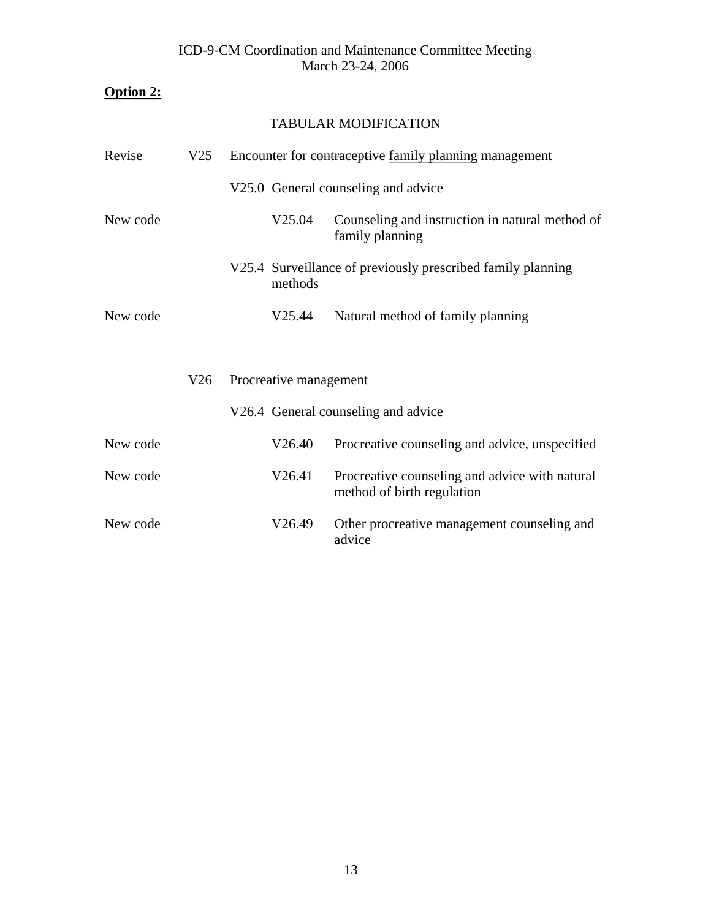**Option 2:**

TABULAR MODIFICATION

| | | | |
|---|---|---|---|
| Revise | V25 | Encounter for ~~contraceptive~~ <u>family planning</u> management | |
| | | V25.0 General counseling and advice | |
| New code | | V25.04 | Counseling and instruction in natural method of family planning |
| | | V25.4 Surveillance of previously prescribed family planning methods | |
| New code | | V25.44 | Natural method of family planning |
| | V26 | Procreative management | |
| | | V26.4 General counseling and advice | |
| New code | | V26.40 | Procreative counseling and advice, unspecified |
| New code | | V26.41 | Procreative counseling and advice with natural method of birth regulation |
| New code | | V26.49 | Other procreative management counseling and advice |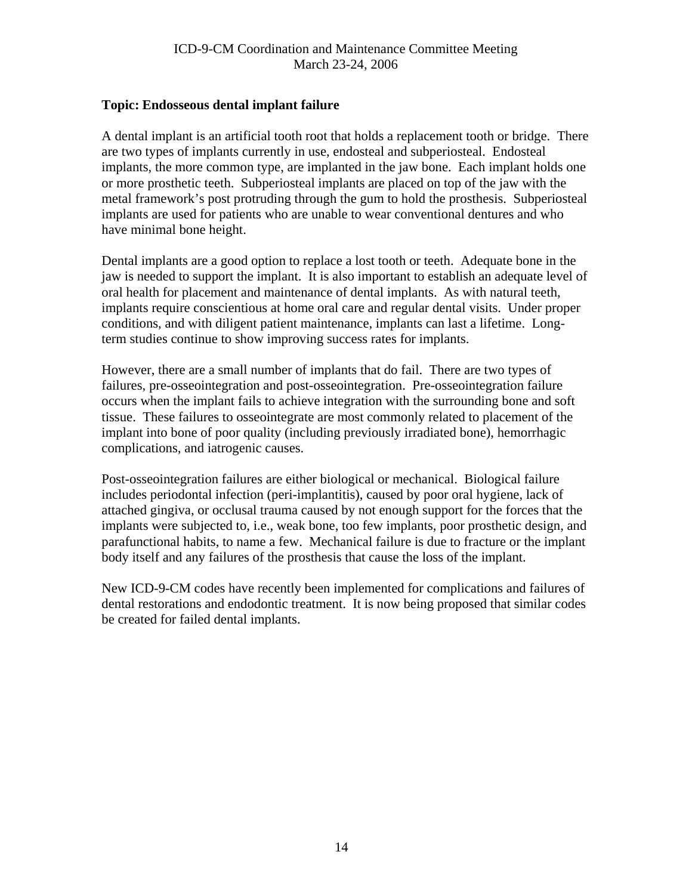**Topic: Endosseous dental implant failure**

A dental implant is an artificial tooth root that holds a replacement tooth or bridge. There are two types of implants currently in use, endosteal and subperiosteal. Endosteal implants, the more common type, are implanted in the jaw bone. Each implant holds one or more prosthetic teeth. Subperiosteal implants are placed on top of the jaw with the metal framework's post protruding through the gum to hold the prosthesis. Subperiosteal implants are used for patients who are unable to wear conventional dentures and who have minimal bone height.

Dental implants are a good option to replace a lost tooth or teeth. Adequate bone in the jaw is needed to support the implant. It is also important to establish an adequate level of oral health for placement and maintenance of dental implants. As with natural teeth, implants require conscientious at home oral care and regular dental visits. Under proper conditions, and with diligent patient maintenance, implants can last a lifetime. Long-term studies continue to show improving success rates for implants.

However, there are a small number of implants that do fail. There are two types of failures, pre-osseointegration and post-osseointegration. Pre-osseointegration failure occurs when the implant fails to achieve integration with the surrounding bone and soft tissue. These failures to osseointegrate are most commonly related to placement of the implant into bone of poor quality (including previously irradiated bone), hemorrhagic complications, and iatrogenic causes.

Post-osseointegration failures are either biological or mechanical. Biological failure includes periodontal infection (peri-implantitis), caused by poor oral hygiene, lack of attached gingiva, or occlusal trauma caused by not enough support for the forces that the implants were subjected to, i.e., weak bone, too few implants, poor prosthetic design, and parafunctional habits, to name a few. Mechanical failure is due to fracture or the implant body itself and any failures of the prosthesis that cause the loss of the implant.

New ICD-9-CM codes have recently been implemented for complications and failures of dental restorations and endodontic treatment. It is now being proposed that similar codes be created for failed dental implants.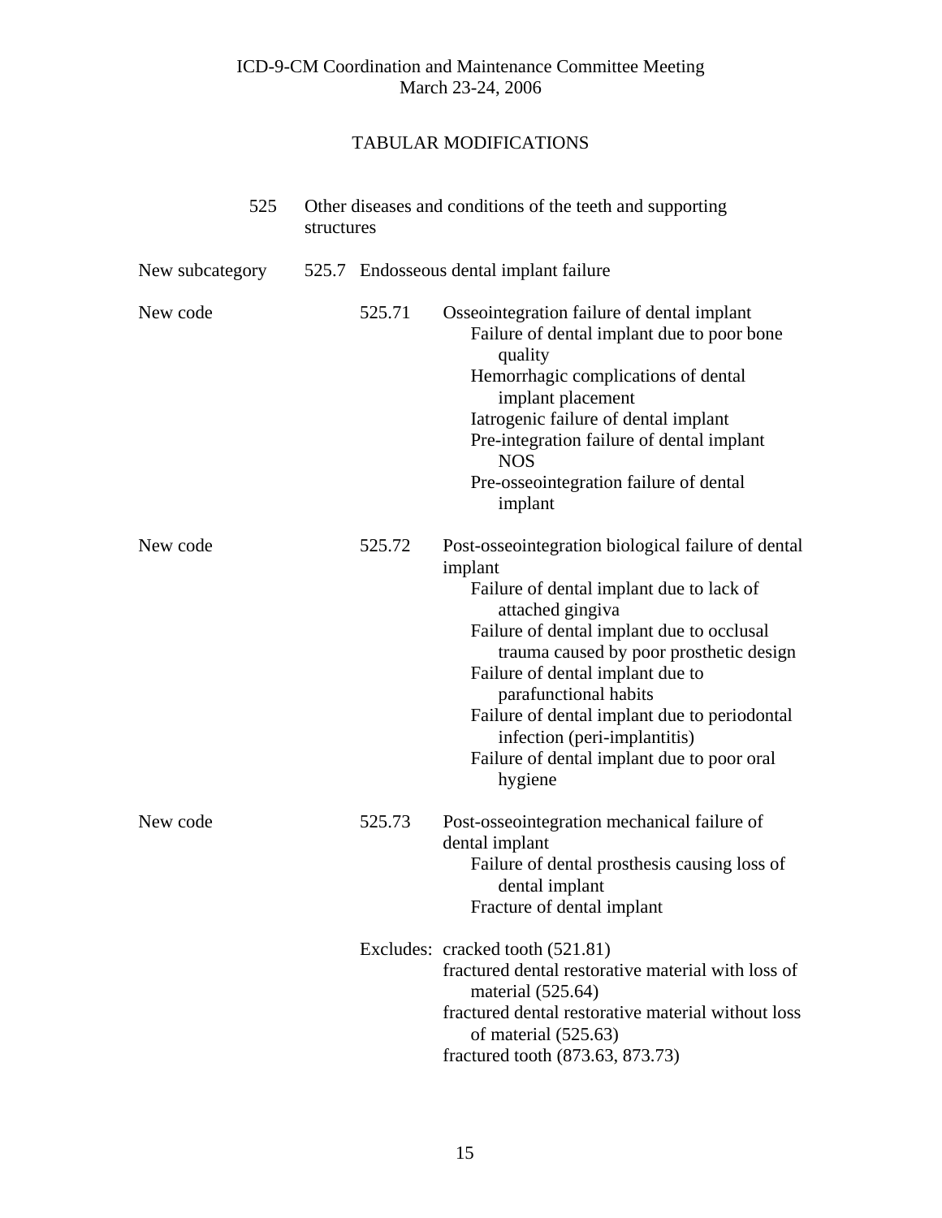ICD-9-CM Coordination and Maintenance Committee Meeting
March 23-24, 2006

TABULAR MODIFICATIONS

525 Other diseases and conditions of the teeth and supporting structures

New subcategory 525.7 Endosseous dental implant failure

New code 525.71 Osseointegration failure of dental implant
- Failure of dental implant due to poor bone quality
- Hemorrhagic complications of dental implant placement
- Iatrogenic failure of dental implant
- Pre-integration failure of dental implant NOS
- Pre-osseointegration failure of dental implant

New code 525.72 Post-osseointegration biological failure of dental implant
- Failure of dental implant due to lack of attached gingiva
- Failure of dental implant due to occlusal trauma caused by poor prosthetic design
- Failure of dental implant due to parafunctional habits
- Failure of dental implant due to periodontal infection (peri-implantitis)
- Failure of dental implant due to poor oral hygiene

New code 525.73 Post-osseointegration mechanical failure of dental implant
- Failure of dental prosthesis causing loss of dental implant
- Fracture of dental implant

Excludes:
- cracked tooth (521.81)
- fractured dental restorative material with loss of material (525.64)
- fractured dental restorative material without loss of material (525.63)
- fractured tooth (873.63, 873.73)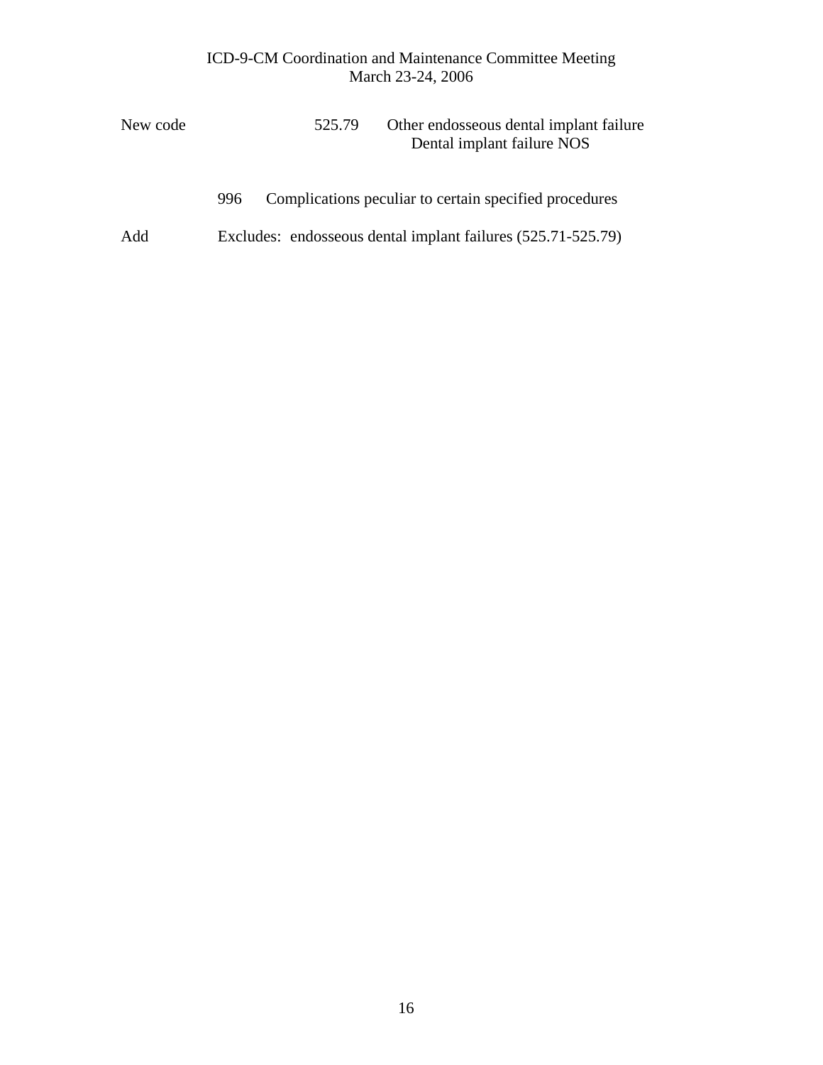New code 525.79 Other endosseous dental implant failure
Dental implant failure NOS

996 Complications peculiar to certain specified procedures

Add Excludes: endosseous dental implant failures (525.71-525.79)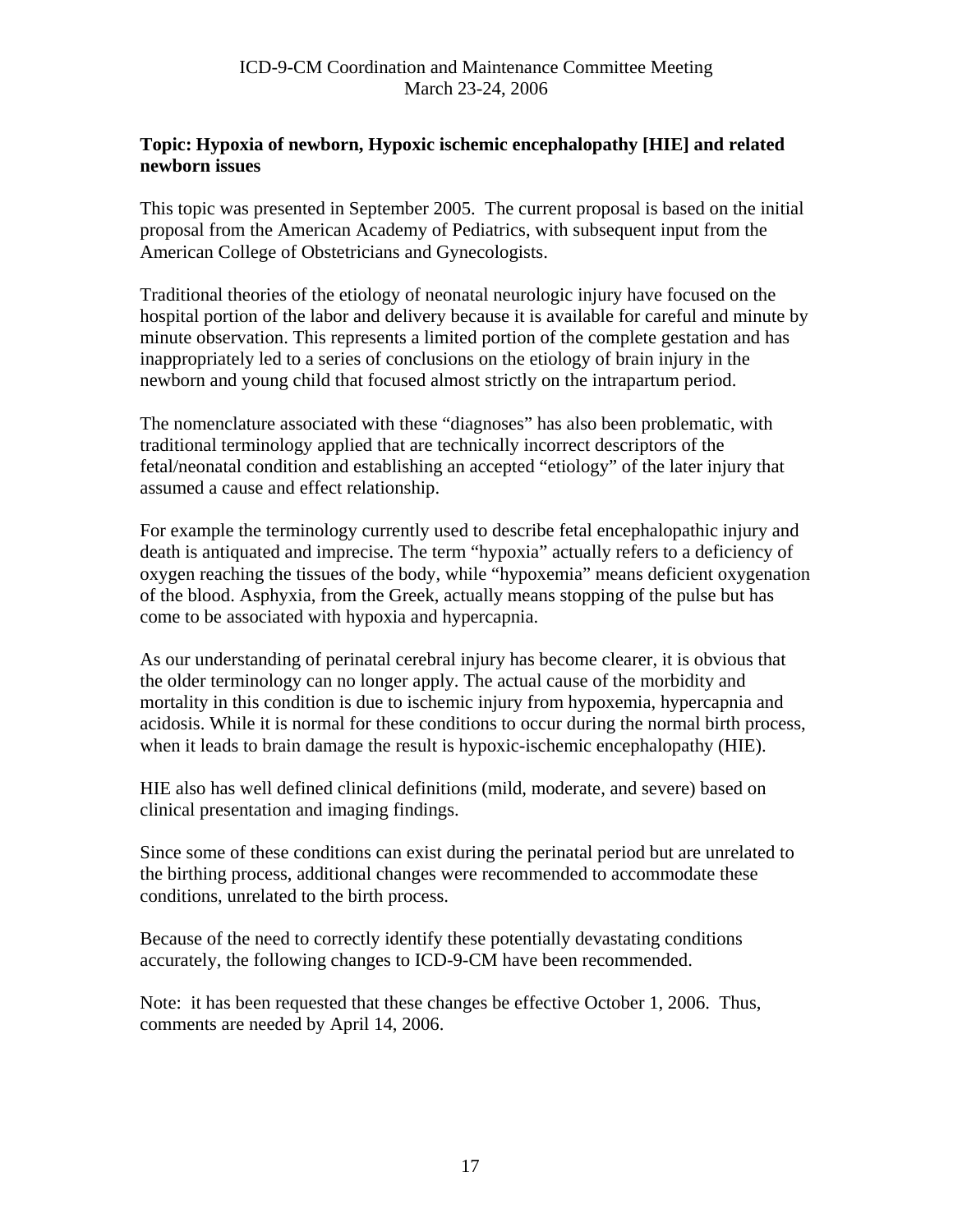**Topic: Hypoxia of newborn, Hypoxic ischemic encephalopathy [HIE] and related newborn issues**

This topic was presented in September 2005. The current proposal is based on the initial proposal from the American Academy of Pediatrics, with subsequent input from the American College of Obstetricians and Gynecologists.

Traditional theories of the etiology of neonatal neurologic injury have focused on the hospital portion of the labor and delivery because it is available for careful and minute by minute observation. This represents a limited portion of the complete gestation and has inappropriately led to a series of conclusions on the etiology of brain injury in the newborn and young child that focused almost strictly on the intrapartum period.

The nomenclature associated with these "diagnoses" has also been problematic, with traditional terminology applied that are technically incorrect descriptors of the fetal/neonatal condition and establishing an accepted "etiology" of the later injury that assumed a cause and effect relationship.

For example the terminology currently used to describe fetal encephalopathic injury and death is antiquated and imprecise. The term "hypoxia" actually refers to a deficiency of oxygen reaching the tissues of the body, while "hypoxemia" means deficient oxygenation of the blood. Asphyxia, from the Greek, actually means stopping of the pulse but has come to be associated with hypoxia and hypercapnia.

As our understanding of perinatal cerebral injury has become clearer, it is obvious that the older terminology can no longer apply. The actual cause of the morbidity and mortality in this condition is due to ischemic injury from hypoxemia, hypercapnia and acidosis. While it is normal for these conditions to occur during the normal birth process, when it leads to brain damage the result is hypoxic-ischemic encephalopathy (HIE).

HIE also has well defined clinical definitions (mild, moderate, and severe) based on clinical presentation and imaging findings.

Since some of these conditions can exist during the perinatal period but are unrelated to the birthing process, additional changes were recommended to accommodate these conditions, unrelated to the birth process.

Because of the need to correctly identify these potentially devastating conditions accurately, the following changes to ICD-9-CM have been recommended.

Note: it has been requested that these changes be effective October 1, 2006. Thus, comments are needed by April 14, 2006.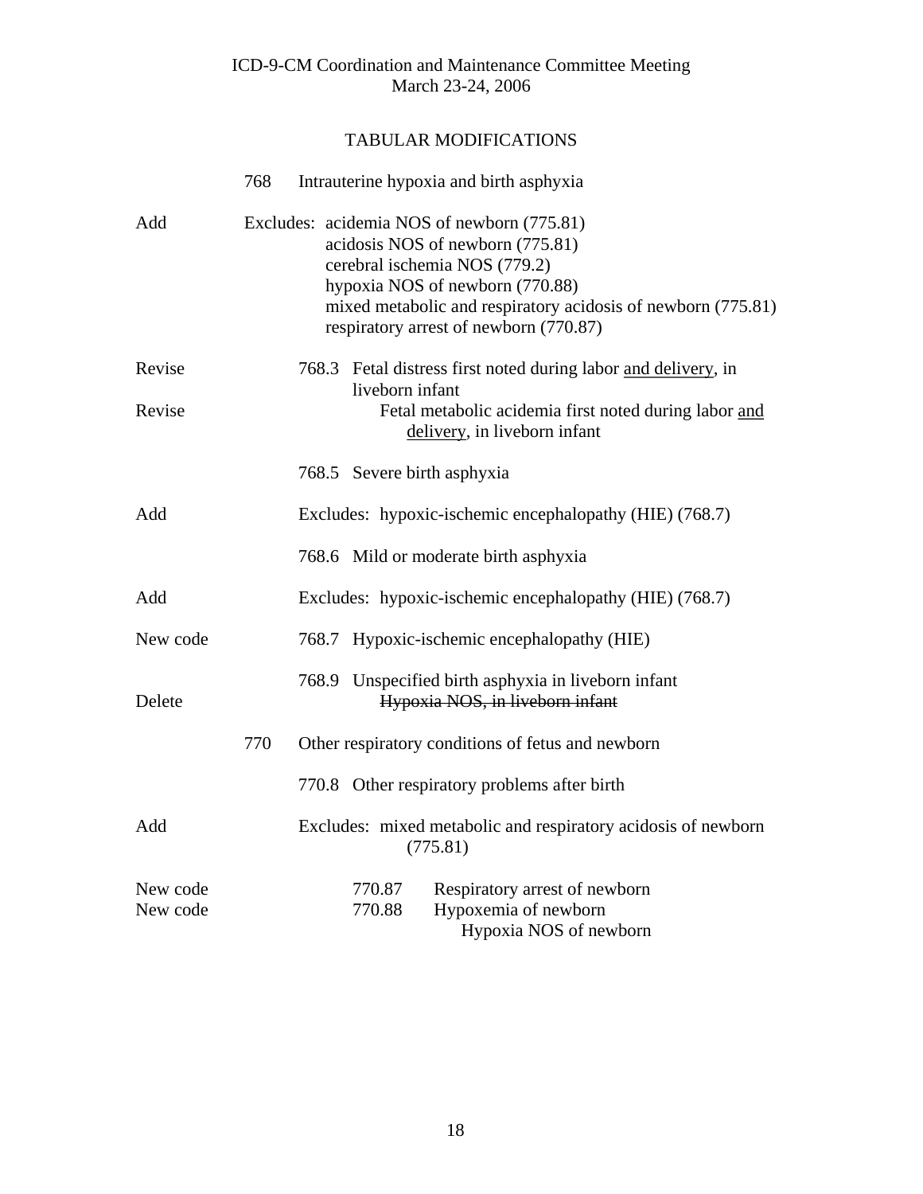ICD-9-CM Coordination and Maintenance Committee Meeting
March 23-24, 2006

## TABULAR MODIFICATIONS

| | | |
|---|---|---|
| | 768 | Intrauterine hypoxia and birth asphyxia |
| Add | | Excludes: acidemia NOS of newborn (775.81)<br>acidosis NOS of newborn (775.81)<br>cerebral ischemia NOS (779.2)<br>hypoxia NOS of newborn (770.88)<br>mixed metabolic and respiratory acidosis of newborn (775.81)<br>respiratory arrest of newborn (770.87) |
| Revise | | 768.3 Fetal distress first noted during labor <u>and delivery</u>, in liveborn infant |
| Revise | | Fetal metabolic acidemia first noted during labor <u>and delivery</u>, in liveborn infant |
| | | 768.5 Severe birth asphyxia |
| Add | | Excludes: hypoxic-ischemic encephalopathy (HIE) (768.7) |
| | | 768.6 Mild or moderate birth asphyxia |
| Add | | Excludes: hypoxic-ischemic encephalopathy (HIE) (768.7) |
| New code | | 768.7 Hypoxic-ischemic encephalopathy (HIE) |
| | | 768.9 Unspecified birth asphyxia in liveborn infant |
| Delete | | ~~Hypoxia NOS, in liveborn infant~~ |
| | 770 | Other respiratory conditions of fetus and newborn |
| | | 770.8 Other respiratory problems after birth |
| Add | | Excludes: mixed metabolic and respiratory acidosis of newborn (775.81) |
| New code | | 770.87 Respiratory arrest of newborn |
| New code | | 770.88 Hypoxemia of newborn<br>Hypoxia NOS of newborn |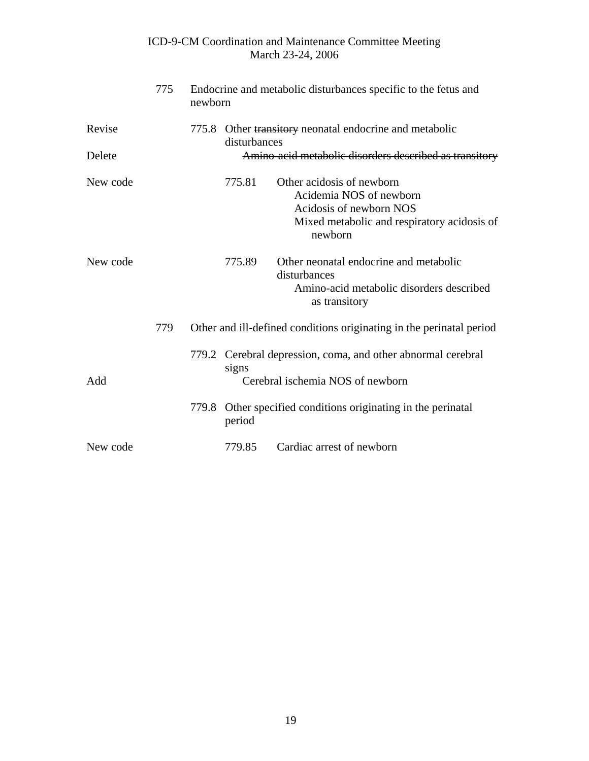| | | | |
|---|---|---|---|
| | 775 | Endocrine and metabolic disturbances specific to the fetus and newborn | |
| Revise | | 775.8 Other ~~transitory~~ neonatal endocrine and metabolic disturbances | |
| Delete | | ~~Amino-acid metabolic disorders described as transitory~~ | |
| New code | | 775.81 | Other acidosis of newborn<br>Acidemia NOS of newborn<br>Acidosis of newborn NOS<br>Mixed metabolic and respiratory acidosis of newborn |
| New code | | 775.89 | Other neonatal endocrine and metabolic disturbances<br>Amino-acid metabolic disorders described as transitory |
| | 779 | Other and ill-defined conditions originating in the perinatal period | |
| | | 779.2 Cerebral depression, coma, and other abnormal cerebral signs | |
| Add | | Cerebral ischemia NOS of newborn | |
| | | 779.8 Other specified conditions originating in the perinatal period | |
| New code | | 779.85 | Cardiac arrest of newborn |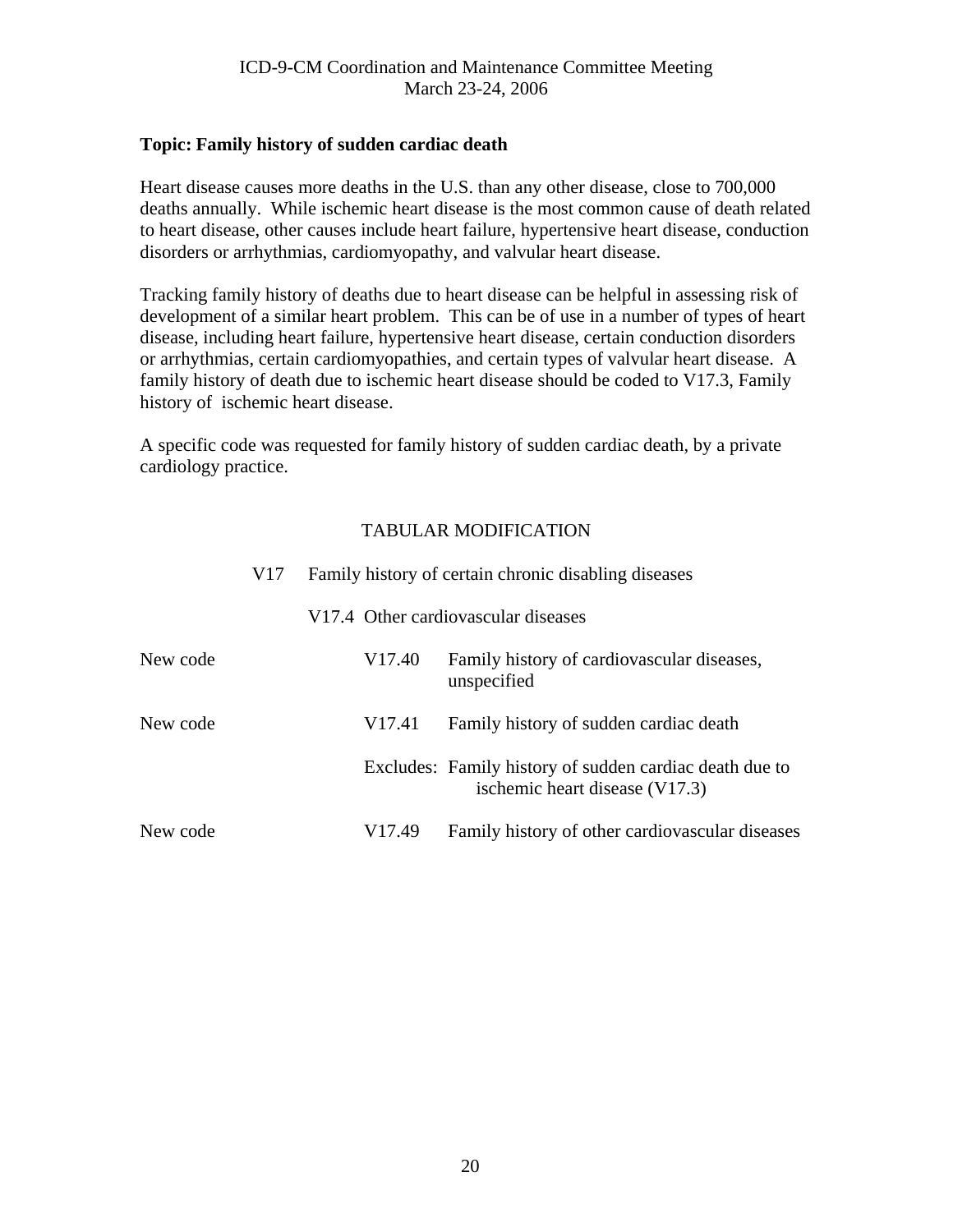ICD-9-CM Coordination and Maintenance Committee Meeting
March 23-24, 2006

**Topic: Family history of sudden cardiac death**

Heart disease causes more deaths in the U.S. than any other disease, close to 700,000 deaths annually. While ischemic heart disease is the most common cause of death related to heart disease, other causes include heart failure, hypertensive heart disease, conduction disorders or arrhythmias, cardiomyopathy, and valvular heart disease.

Tracking family history of deaths due to heart disease can be helpful in assessing risk of development of a similar heart problem. This can be of use in a number of types of heart disease, including heart failure, hypertensive heart disease, certain conduction disorders or arrhythmias, certain cardiomyopathies, and certain types of valvular heart disease. A family history of death due to ischemic heart disease should be coded to V17.3, Family history of ischemic heart disease.

A specific code was requested for family history of sudden cardiac death, by a private cardiology practice.

TABULAR MODIFICATION

V17 Family history of certain chronic disabling diseases

V17.4 Other cardiovascular diseases

New code — V17.40 Family history of cardiovascular diseases, unspecified

New code — V17.41 Family history of sudden cardiac death

Excludes: Family history of sudden cardiac death due to ischemic heart disease (V17.3)

New code — V17.49 Family history of other cardiovascular diseases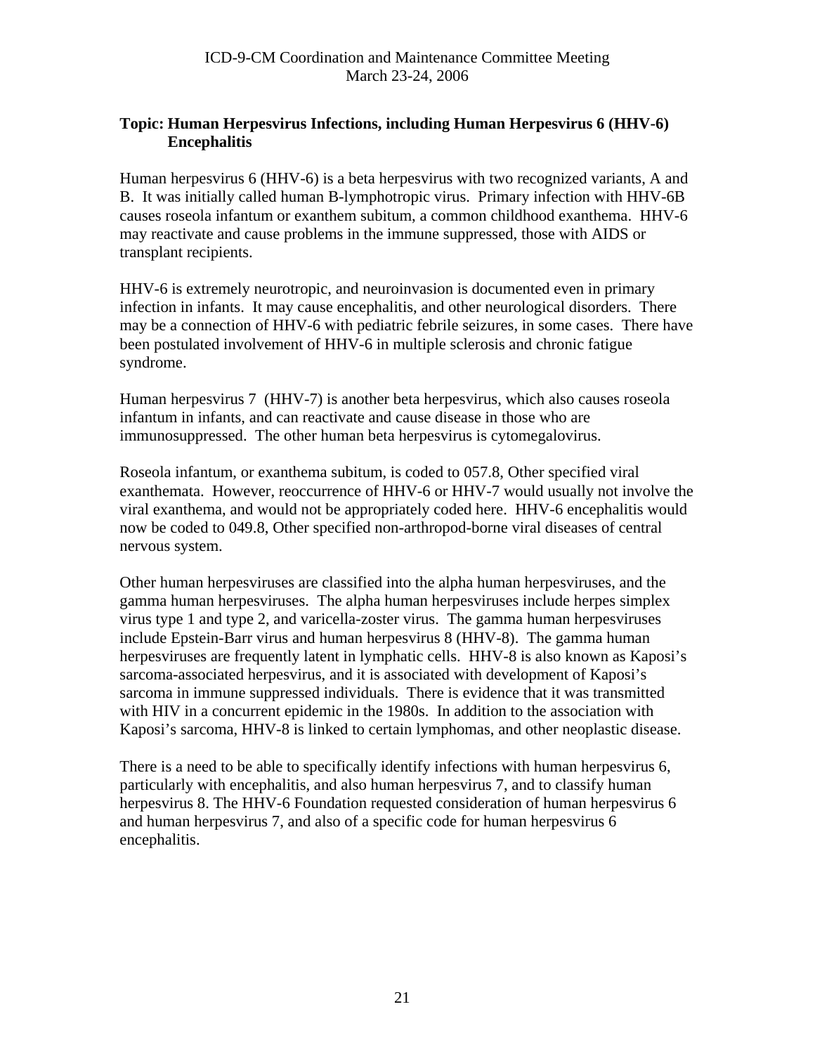**Topic: Human Herpesvirus Infections, including Human Herpesvirus 6 (HHV-6) Encephalitis**

Human herpesvirus 6 (HHV-6) is a beta herpesvirus with two recognized variants, A and B. It was initially called human B-lymphotropic virus. Primary infection with HHV-6B causes roseola infantum or exanthem subitum, a common childhood exanthema. HHV-6 may reactivate and cause problems in the immune suppressed, those with AIDS or transplant recipients.

HHV-6 is extremely neurotropic, and neuroinvasion is documented even in primary infection in infants. It may cause encephalitis, and other neurological disorders. There may be a connection of HHV-6 with pediatric febrile seizures, in some cases. There have been postulated involvement of HHV-6 in multiple sclerosis and chronic fatigue syndrome.

Human herpesvirus 7 (HHV-7) is another beta herpesvirus, which also causes roseola infantum in infants, and can reactivate and cause disease in those who are immunosuppressed. The other human beta herpesvirus is cytomegalovirus.

Roseola infantum, or exanthema subitum, is coded to 057.8, Other specified viral exanthemata. However, reoccurrence of HHV-6 or HHV-7 would usually not involve the viral exanthema, and would not be appropriately coded here. HHV-6 encephalitis would now be coded to 049.8, Other specified non-arthropod-borne viral diseases of central nervous system.

Other human herpesviruses are classified into the alpha human herpesviruses, and the gamma human herpesviruses. The alpha human herpesviruses include herpes simplex virus type 1 and type 2, and varicella-zoster virus. The gamma human herpesviruses include Epstein-Barr virus and human herpesvirus 8 (HHV-8). The gamma human herpesviruses are frequently latent in lymphatic cells. HHV-8 is also known as Kaposi's sarcoma-associated herpesvirus, and it is associated with development of Kaposi's sarcoma in immune suppressed individuals. There is evidence that it was transmitted with HIV in a concurrent epidemic in the 1980s. In addition to the association with Kaposi's sarcoma, HHV-8 is linked to certain lymphomas, and other neoplastic disease.

There is a need to be able to specifically identify infections with human herpesvirus 6, particularly with encephalitis, and also human herpesvirus 7, and to classify human herpesvirus 8. The HHV-6 Foundation requested consideration of human herpesvirus 6 and human herpesvirus 7, and also of a specific code for human herpesvirus 6 encephalitis.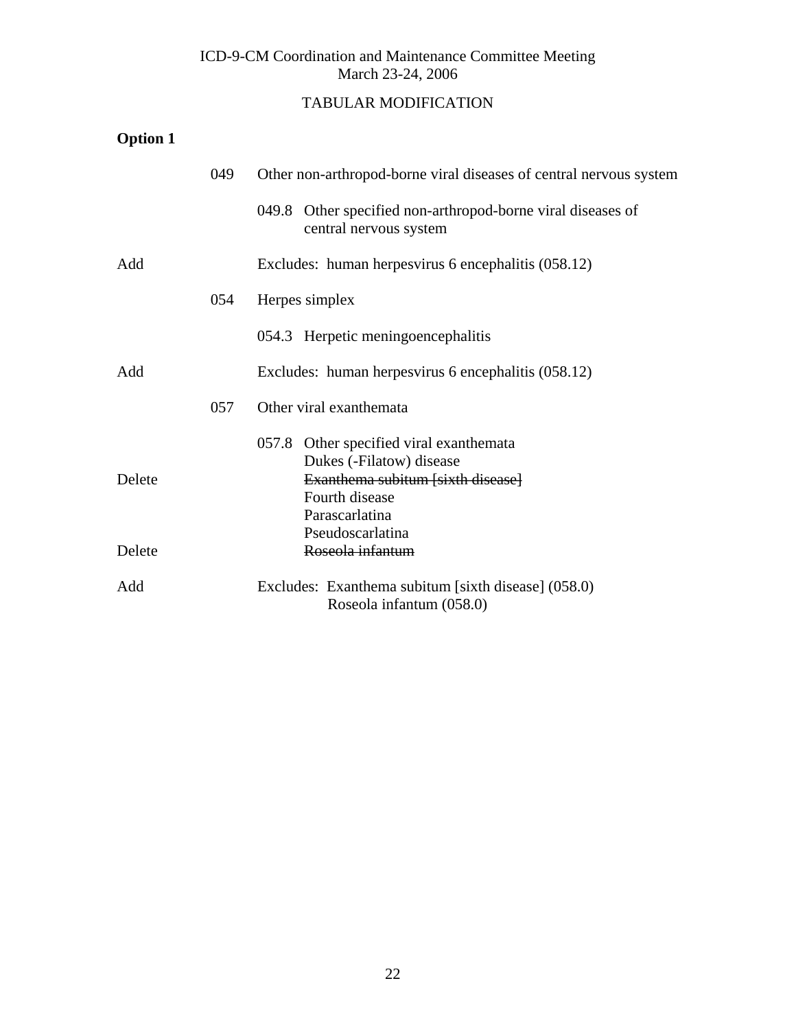ICD-9-CM Coordination and Maintenance Committee Meeting
March 23-24, 2006

TABULAR MODIFICATION

**Option 1**

| | | |
|---|---|---|
| | 049 | Other non-arthropod-borne viral diseases of central nervous system |
| | | 049.8 Other specified non-arthropod-borne viral diseases of central nervous system |
| Add | | Excludes: human herpesvirus 6 encephalitis (058.12) |
| | 054 | Herpes simplex |
| | | 054.3 Herpetic meningoencephalitis |
| Add | | Excludes: human herpesvirus 6 encephalitis (058.12) |
| | 057 | Other viral exanthemata |
| | | 057.8 Other specified viral exanthemata |
| | | Dukes (-Filatow) disease |
| Delete | | ~~Exanthema subitum [sixth disease]~~ |
| | | Fourth disease |
| | | Parascarlatina |
| | | Pseudoscarlatina |
| Delete | | ~~Roseola infantum~~ |
| Add | | Excludes: Exanthema subitum [sixth disease] (058.0) |
| | | Roseola infantum (058.0) |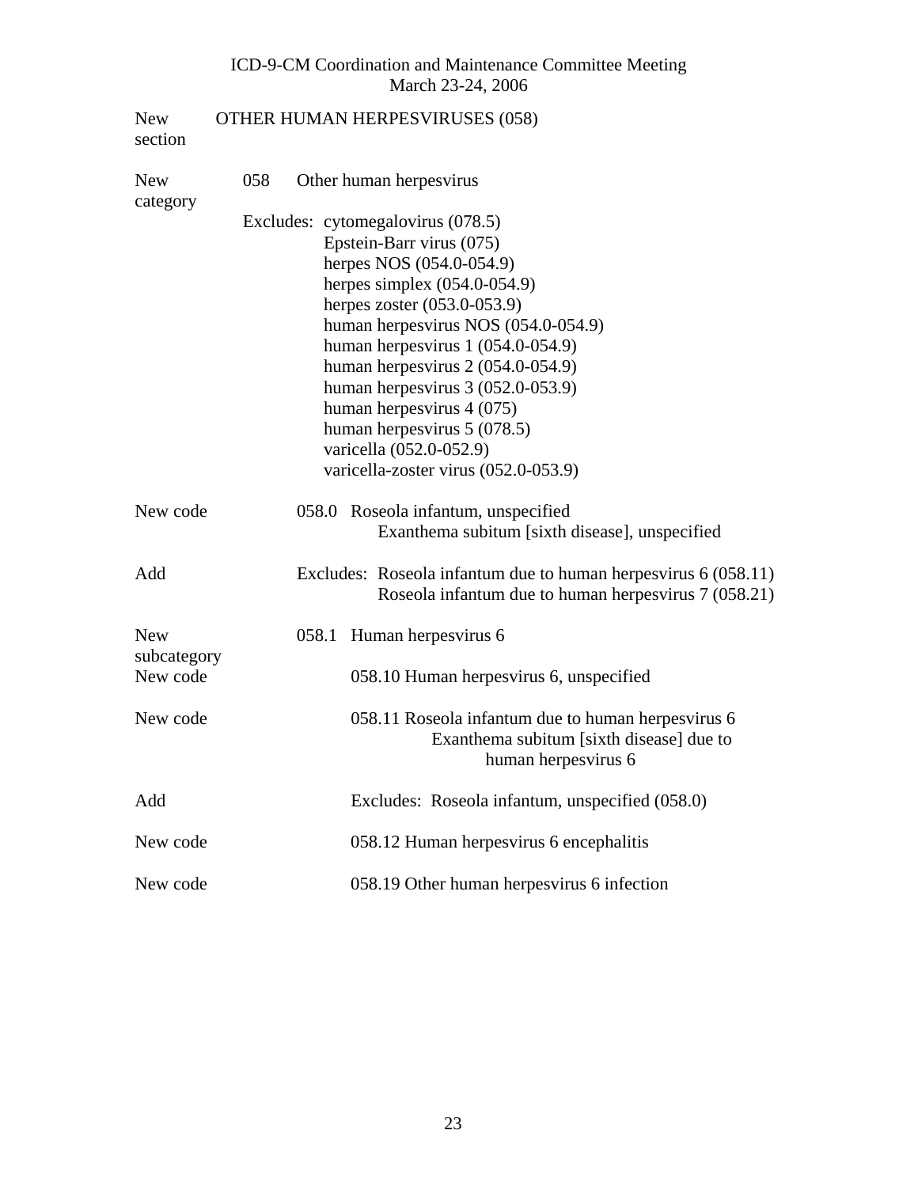| | | | |
|---|---|---|---|
| New section | OTHER HUMAN HERPESVIRUSES (058) | | |
| New category | 058 | Other human herpesvirus | |
| | | Excludes: cytomegalovirus (078.5)<br>Epstein-Barr virus (075)<br>herpes NOS (054.0-054.9)<br>herpes simplex (054.0-054.9)<br>herpes zoster (053.0-053.9)<br>human herpesvirus NOS (054.0-054.9)<br>human herpesvirus 1 (054.0-054.9)<br>human herpesvirus 2 (054.0-054.9)<br>human herpesvirus 3 (052.0-053.9)<br>human herpesvirus 4 (075)<br>human herpesvirus 5 (078.5)<br>varicella (052.0-052.9)<br>varicella-zoster virus (052.0-053.9) | |
| New code | | 058.0 Roseola infantum, unspecified<br>Exanthema subitum [sixth disease], unspecified | |
| Add | | Excludes: Roseola infantum due to human herpesvirus 6 (058.11)<br>Roseola infantum due to human herpesvirus 7 (058.21) | |
| New subcategory | | 058.1 Human herpesvirus 6 | |
| New code | | | 058.10 Human herpesvirus 6, unspecified |
| New code | | | 058.11 Roseola infantum due to human herpesvirus 6<br>Exanthema subitum [sixth disease] due to human herpesvirus 6 |
| Add | | | Excludes: Roseola infantum, unspecified (058.0) |
| New code | | | 058.12 Human herpesvirus 6 encephalitis |
| New code | | | 058.19 Other human herpesvirus 6 infection |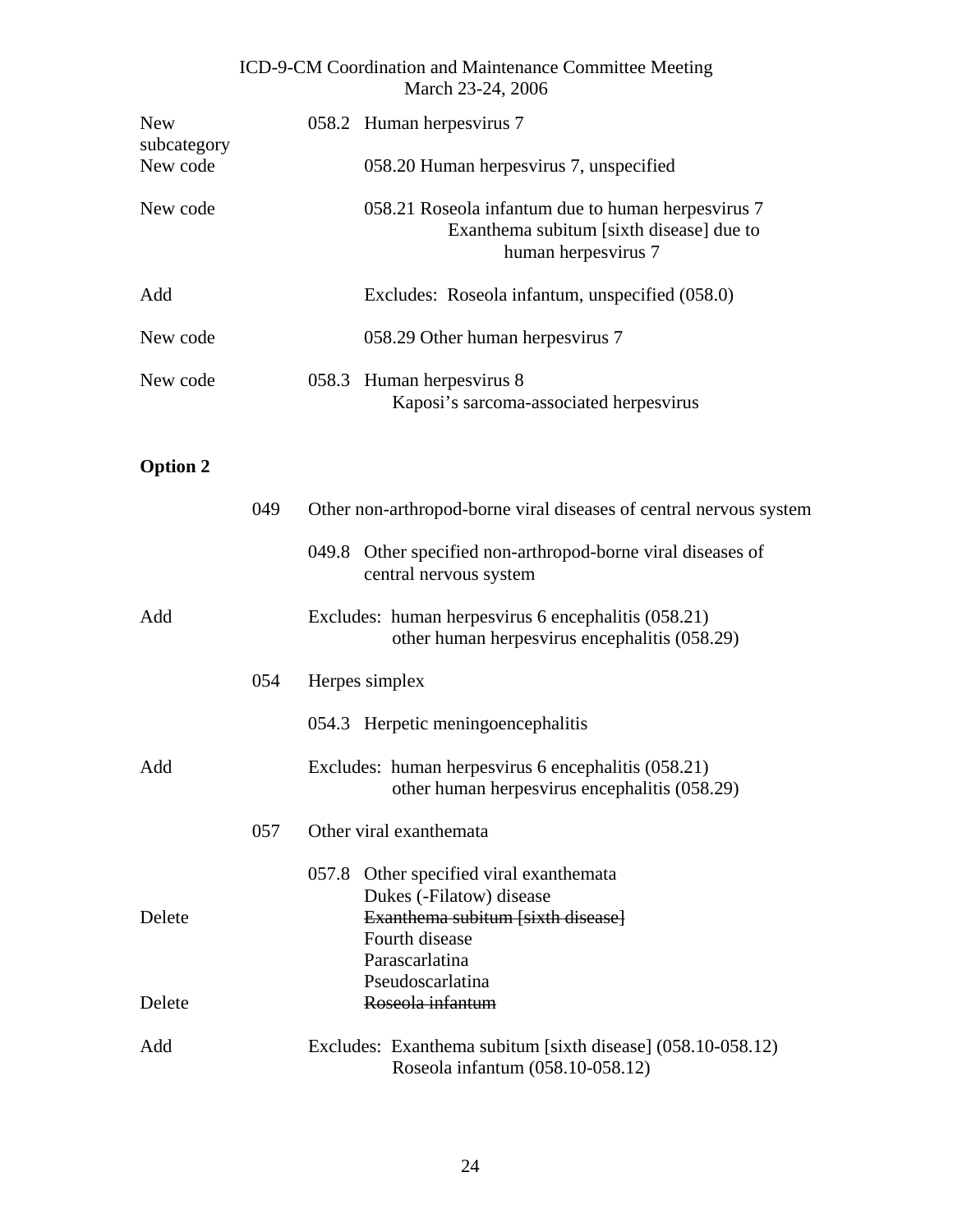| | | |
|---|---|---|
| New subcategory | 058.2 | Human herpesvirus 7 |
| New code | | 058.20 Human herpesvirus 7, unspecified |
| New code | | 058.21 Roseola infantum due to human herpesvirus 7<br>Exanthema subitum [sixth disease] due to human herpesvirus 7 |
| Add | | Excludes: Roseola infantum, unspecified (058.0) |
| New code | | 058.29 Other human herpesvirus 7 |
| New code | 058.3 | Human herpesvirus 8<br>Kaposi's sarcoma-associated herpesvirus |

**Option 2**

| | | |
|---|---|---|
| | 049 | Other non-arthropod-borne viral diseases of central nervous system |
| | 049.8 | Other specified non-arthropod-borne viral diseases of central nervous system |
| Add | | Excludes: human herpesvirus 6 encephalitis (058.21)<br>other human herpesvirus encephalitis (058.29) |
| | 054 | Herpes simplex |
| | 054.3 | Herpetic meningoencephalitis |
| Add | | Excludes: human herpesvirus 6 encephalitis (058.21)<br>other human herpesvirus encephalitis (058.29) |
| | 057 | Other viral exanthemata |
| | 057.8 | Other specified viral exanthemata<br>Dukes (-Filatow) disease |
| Delete | | ~~Exanthema subitum [sixth disease]~~ |
| | | Fourth disease<br>Parascarlatina<br>Pseudoscarlatina |
| Delete | | ~~Roseola infantum~~ |
| Add | | Excludes: Exanthema subitum [sixth disease] (058.10-058.12)<br>Roseola infantum (058.10-058.12) |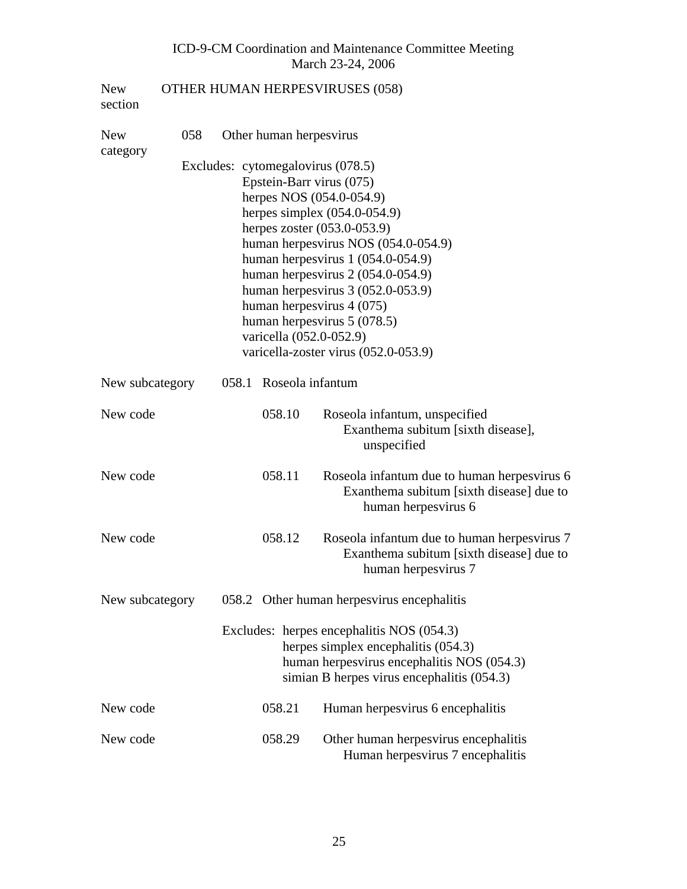ICD-9-CM Coordination and Maintenance Committee Meeting
March 23-24, 2006

New section　OTHER HUMAN HERPESVIRUSES (058)

New category　058　Other human herpesvirus

Excludes: cytomegalovirus (078.5)
Epstein-Barr virus (075)
herpes NOS (054.0-054.9)
herpes simplex (054.0-054.9)
herpes zoster (053.0-053.9)
human herpesvirus NOS (054.0-054.9)
human herpesvirus 1 (054.0-054.9)
human herpesvirus 2 (054.0-054.9)
human herpesvirus 3 (052.0-053.9)
human herpesvirus 4 (075)
human herpesvirus 5 (078.5)
varicella (052.0-052.9)
varicella-zoster virus (052.0-053.9)

New subcategory　058.1　Roseola infantum

New code　058.10　Roseola infantum, unspecified
Exanthema subitum [sixth disease], unspecified

New code　058.11　Roseola infantum due to human herpesvirus 6
Exanthema subitum [sixth disease] due to human herpesvirus 6

New code　058.12　Roseola infantum due to human herpesvirus 7
Exanthema subitum [sixth disease] due to human herpesvirus 7

New subcategory　058.2　Other human herpesvirus encephalitis

Excludes: herpes encephalitis NOS (054.3)
herpes simplex encephalitis (054.3)
human herpesvirus encephalitis NOS (054.3)
simian B herpes virus encephalitis (054.3)

New code　058.21　Human herpesvirus 6 encephalitis

New code　058.29　Other human herpesvirus encephalitis
Human herpesvirus 7 encephalitis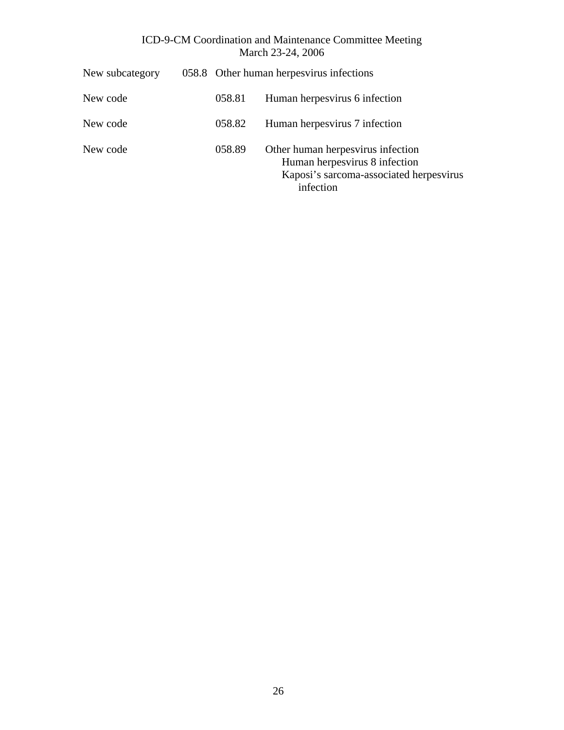New subcategory 058.8 Other human herpesvirus infections

New code 058.81 Human herpesvirus 6 infection

New code 058.82 Human herpesvirus 7 infection

New code 058.89 Other human herpesvirus infection
- Human herpesvirus 8 infection
- Kaposi's sarcoma-associated herpesvirus infection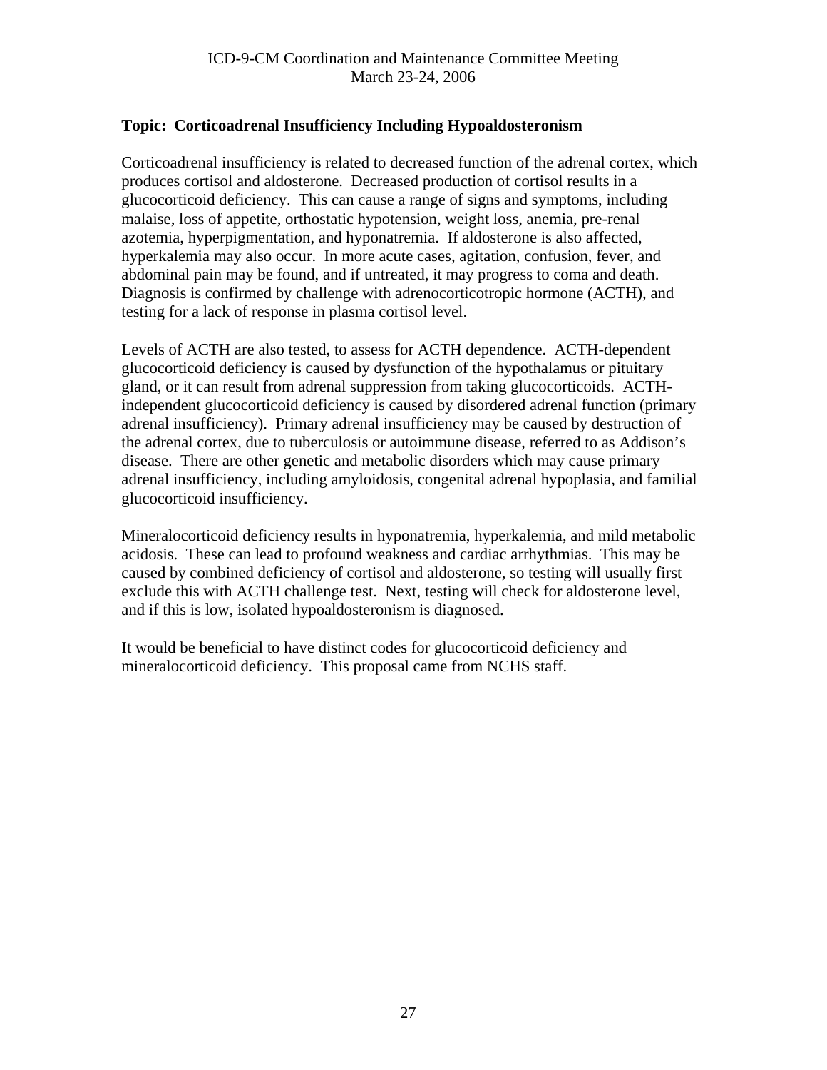**Topic: Corticoadrenal Insufficiency Including Hypoaldosteronism**

Corticoadrenal insufficiency is related to decreased function of the adrenal cortex, which produces cortisol and aldosterone. Decreased production of cortisol results in a glucocorticoid deficiency. This can cause a range of signs and symptoms, including malaise, loss of appetite, orthostatic hypotension, weight loss, anemia, pre-renal azotemia, hyperpigmentation, and hyponatremia. If aldosterone is also affected, hyperkalemia may also occur. In more acute cases, agitation, confusion, fever, and abdominal pain may be found, and if untreated, it may progress to coma and death. Diagnosis is confirmed by challenge with adrenocorticotropic hormone (ACTH), and testing for a lack of response in plasma cortisol level.

Levels of ACTH are also tested, to assess for ACTH dependence. ACTH-dependent glucocorticoid deficiency is caused by dysfunction of the hypothalamus or pituitary gland, or it can result from adrenal suppression from taking glucocorticoids. ACTH-independent glucocorticoid deficiency is caused by disordered adrenal function (primary adrenal insufficiency). Primary adrenal insufficiency may be caused by destruction of the adrenal cortex, due to tuberculosis or autoimmune disease, referred to as Addison's disease. There are other genetic and metabolic disorders which may cause primary adrenal insufficiency, including amyloidosis, congenital adrenal hypoplasia, and familial glucocorticoid insufficiency.

Mineralocorticoid deficiency results in hyponatremia, hyperkalemia, and mild metabolic acidosis. These can lead to profound weakness and cardiac arrhythmias. This may be caused by combined deficiency of cortisol and aldosterone, so testing will usually first exclude this with ACTH challenge test. Next, testing will check for aldosterone level, and if this is low, isolated hypoaldosteronism is diagnosed.

It would be beneficial to have distinct codes for glucocorticoid deficiency and mineralocorticoid deficiency. This proposal came from NCHS staff.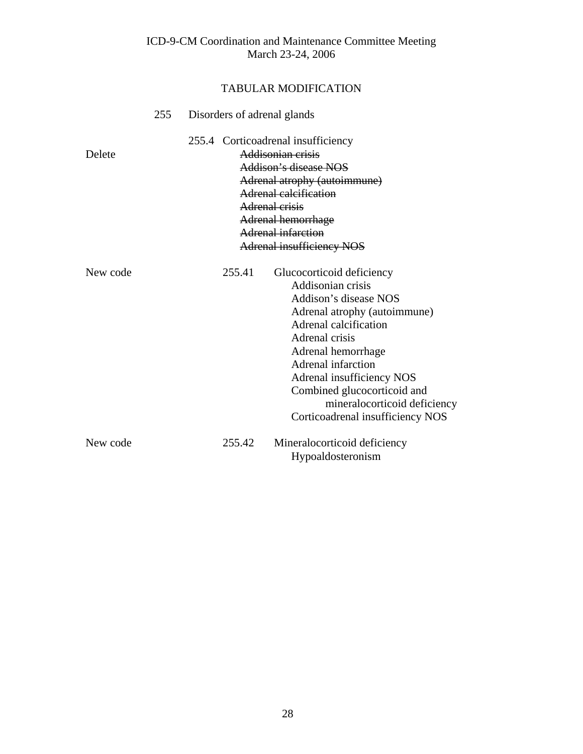ICD-9-CM Coordination and Maintenance Committee Meeting
March 23-24, 2006

## TABULAR MODIFICATION

255 Disorders of adrenal glands

255.4 Corticoadrenal insufficiency

Delete

~~Addisonian crisis~~
~~Addison's disease NOS~~
~~Adrenal atrophy (autoimmune)~~
~~Adrenal calcification~~
~~Adrenal crisis~~
~~Adrenal hemorrhage~~
~~Adrenal infarction~~
~~Adrenal insufficiency NOS~~

New code 255.41 Glucocorticoid deficiency

- Addisonian crisis
- Addison's disease NOS
- Adrenal atrophy (autoimmune)
- Adrenal calcification
- Adrenal crisis
- Adrenal hemorrhage
- Adrenal infarction
- Adrenal insufficiency NOS
- Combined glucocorticoid and mineralocorticoid deficiency
- Corticoadrenal insufficiency NOS

New code 255.42 Mineralocorticoid deficiency

- Hypoaldosteronism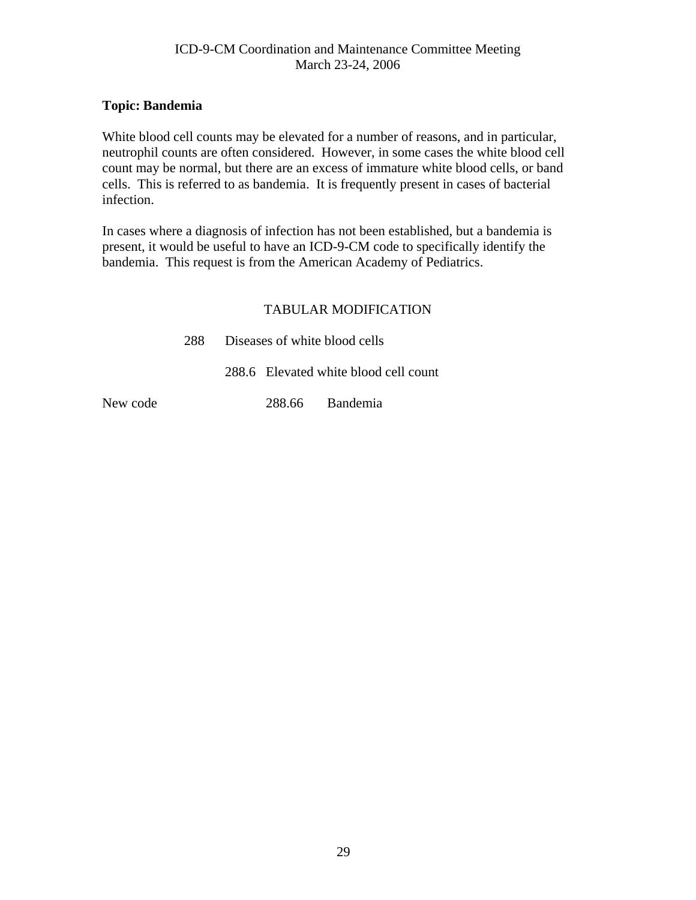**Topic: Bandemia**

White blood cell counts may be elevated for a number of reasons, and in particular, neutrophil counts are often considered. However, in some cases the white blood cell count may be normal, but there are an excess of immature white blood cells, or band cells. This is referred to as bandemia. It is frequently present in cases of bacterial infection.

In cases where a diagnosis of infection has not been established, but a bandemia is present, it would be useful to have an ICD-9-CM code to specifically identify the bandemia. This request is from the American Academy of Pediatrics.

TABULAR MODIFICATION

288 Diseases of white blood cells

288.6 Elevated white blood cell count

New code 288.66 Bandemia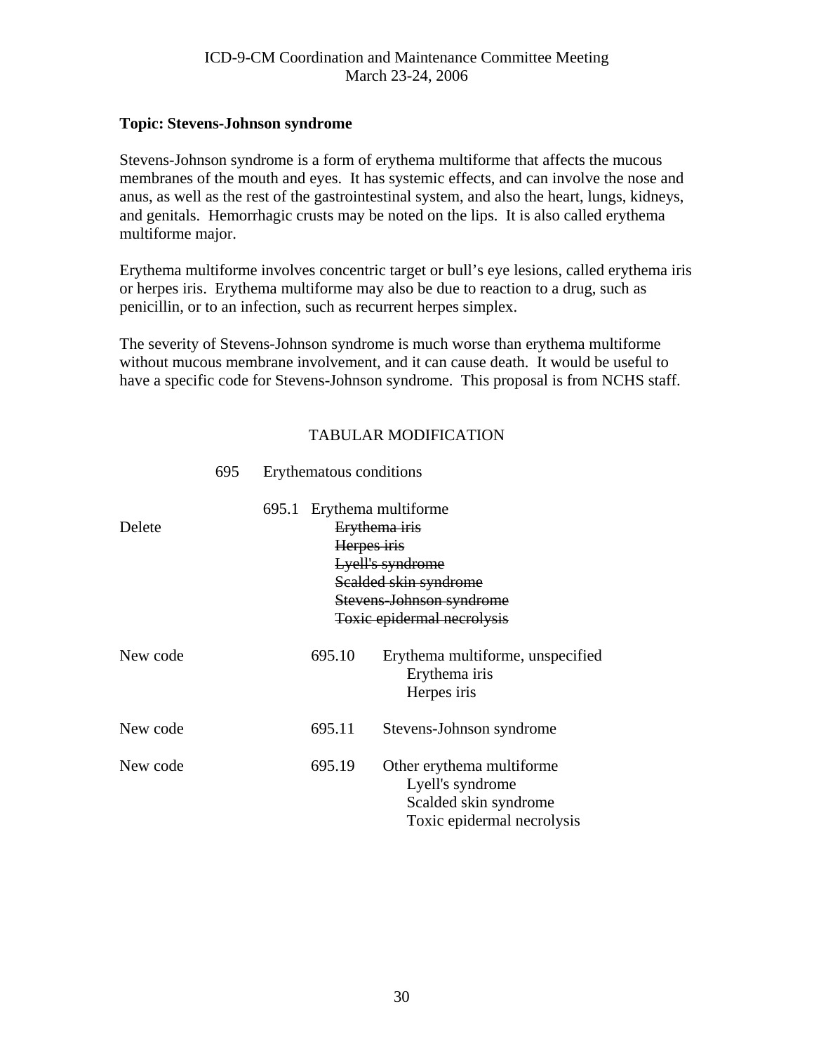**Topic: Stevens-Johnson syndrome**

Stevens-Johnson syndrome is a form of erythema multiforme that affects the mucous membranes of the mouth and eyes. It has systemic effects, and can involve the nose and anus, as well as the rest of the gastrointestinal system, and also the heart, lungs, kidneys, and genitals. Hemorrhagic crusts may be noted on the lips. It is also called erythema multiforme major.

Erythema multiforme involves concentric target or bull's eye lesions, called erythema iris or herpes iris. Erythema multiforme may also be due to reaction to a drug, such as penicillin, or to an infection, such as recurrent herpes simplex.

The severity of Stevens-Johnson syndrome is much worse than erythema multiforme without mucous membrane involvement, and it can cause death. It would be useful to have a specific code for Stevens-Johnson syndrome. This proposal is from NCHS staff.

TABULAR MODIFICATION

695 Erythematous conditions

695.1 Erythema multiforme

Delete
- ~~Erythema iris~~
- ~~Herpes iris~~
- ~~Lyell's syndrome~~
- ~~Scalded skin syndrome~~
- ~~Stevens-Johnson syndrome~~
- ~~Toxic epidermal necrolysis~~

New code 695.10 Erythema multiforme, unspecified
- Erythema iris
- Herpes iris

New code 695.11 Stevens-Johnson syndrome

New code 695.19 Other erythema multiforme
- Lyell's syndrome
- Scalded skin syndrome
- Toxic epidermal necrolysis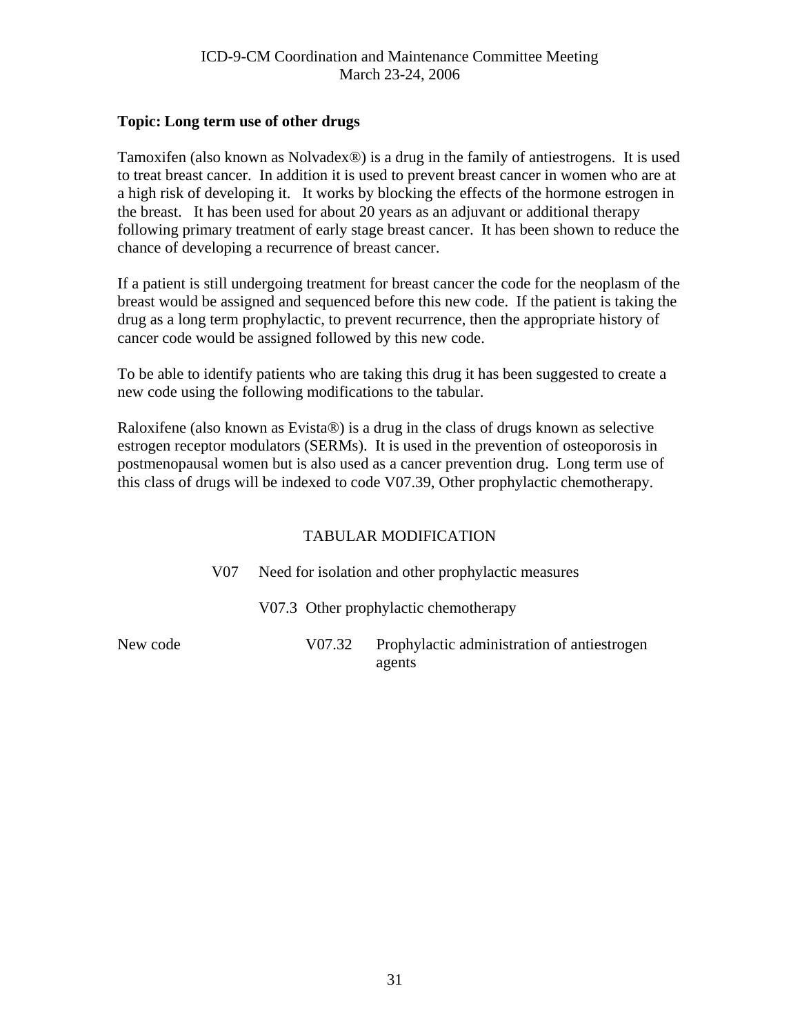**Topic: Long term use of other drugs**

Tamoxifen (also known as Nolvadex®) is a drug in the family of antiestrogens. It is used to treat breast cancer. In addition it is used to prevent breast cancer in women who are at a high risk of developing it. It works by blocking the effects of the hormone estrogen in the breast. It has been used for about 20 years as an adjuvant or additional therapy following primary treatment of early stage breast cancer. It has been shown to reduce the chance of developing a recurrence of breast cancer.

If a patient is still undergoing treatment for breast cancer the code for the neoplasm of the breast would be assigned and sequenced before this new code. If the patient is taking the drug as a long term prophylactic, to prevent recurrence, then the appropriate history of cancer code would be assigned followed by this new code.

To be able to identify patients who are taking this drug it has been suggested to create a new code using the following modifications to the tabular.

Raloxifene (also known as Evista®) is a drug in the class of drugs known as selective estrogen receptor modulators (SERMs). It is used in the prevention of osteoporosis in postmenopausal women but is also used as a cancer prevention drug. Long term use of this class of drugs will be indexed to code V07.39, Other prophylactic chemotherapy.

TABULAR MODIFICATION

V07 Need for isolation and other prophylactic measures

V07.3 Other prophylactic chemotherapy

New code V07.32 Prophylactic administration of antiestrogen agents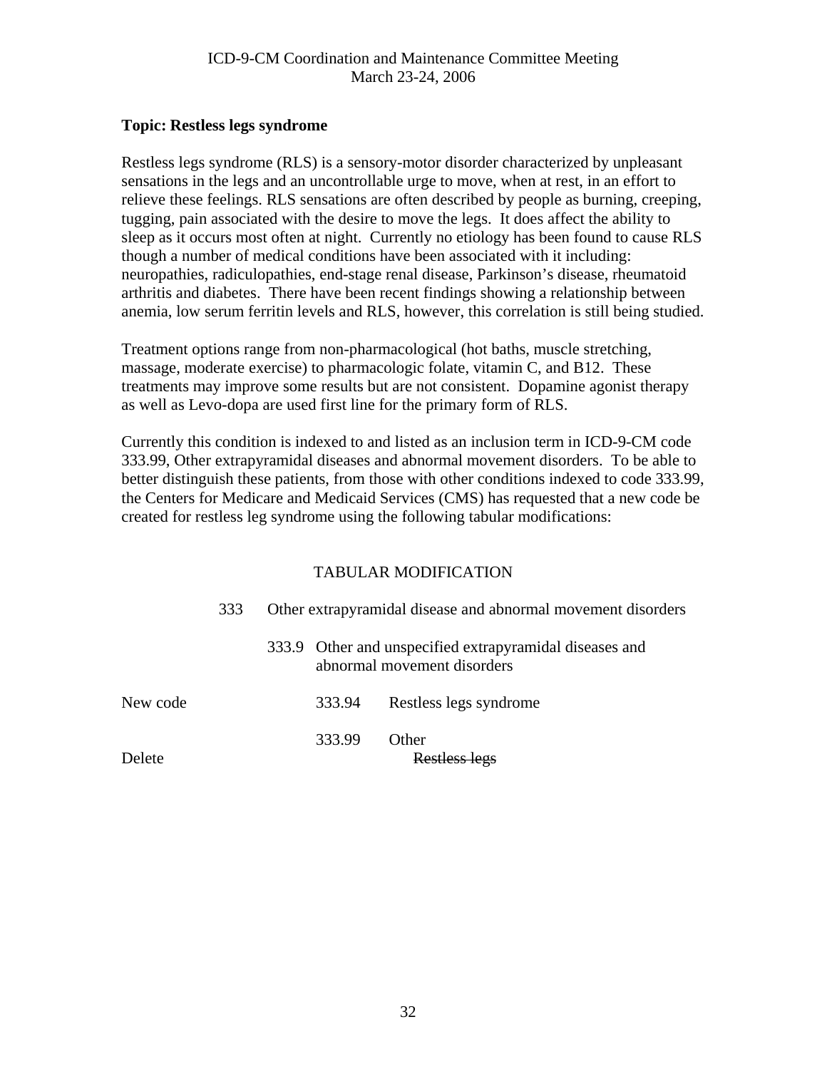**Topic: Restless legs syndrome**

Restless legs syndrome (RLS) is a sensory-motor disorder characterized by unpleasant sensations in the legs and an uncontrollable urge to move, when at rest, in an effort to relieve these feelings. RLS sensations are often described by people as burning, creeping, tugging, pain associated with the desire to move the legs. It does affect the ability to sleep as it occurs most often at night. Currently no etiology has been found to cause RLS though a number of medical conditions have been associated with it including: neuropathies, radiculopathies, end-stage renal disease, Parkinson's disease, rheumatoid arthritis and diabetes. There have been recent findings showing a relationship between anemia, low serum ferritin levels and RLS, however, this correlation is still being studied.

Treatment options range from non-pharmacological (hot baths, muscle stretching, massage, moderate exercise) to pharmacologic folate, vitamin C, and B12. These treatments may improve some results but are not consistent. Dopamine agonist therapy as well as Levo-dopa are used first line for the primary form of RLS.

Currently this condition is indexed to and listed as an inclusion term in ICD-9-CM code 333.99, Other extrapyramidal diseases and abnormal movement disorders. To be able to better distinguish these patients, from those with other conditions indexed to code 333.99, the Centers for Medicare and Medicaid Services (CMS) has requested that a new code be created for restless leg syndrome using the following tabular modifications:

TABULAR MODIFICATION

333 Other extrapyramidal disease and abnormal movement disorders

333.9 Other and unspecified extrapyramidal diseases and abnormal movement disorders

New code — 333.94 Restless legs syndrome

333.99 Other

Delete — ~~Restless legs~~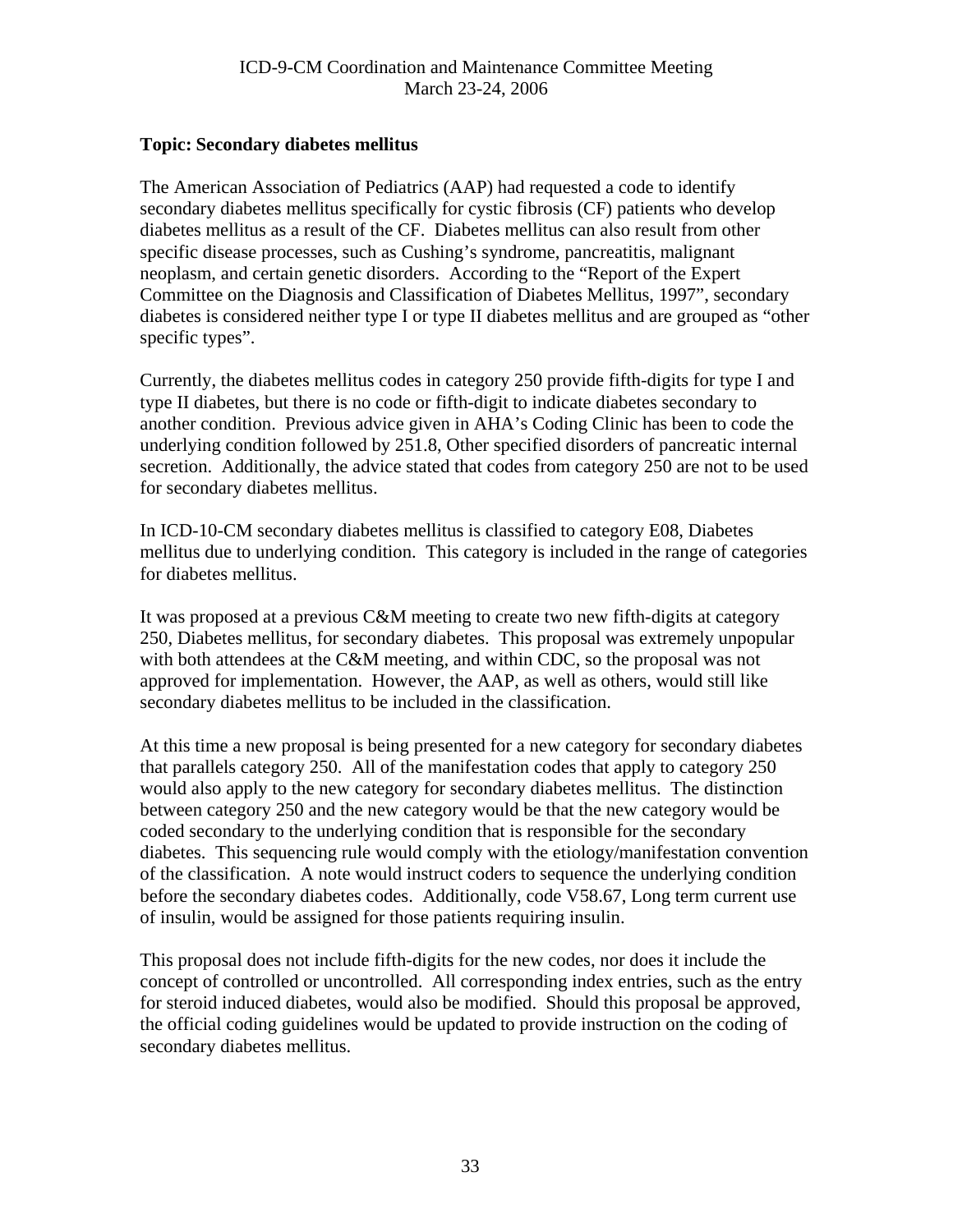ICD-9-CM Coordination and Maintenance Committee Meeting
March 23-24, 2006

**Topic: Secondary diabetes mellitus**

The American Association of Pediatrics (AAP) had requested a code to identify secondary diabetes mellitus specifically for cystic fibrosis (CF) patients who develop diabetes mellitus as a result of the CF. Diabetes mellitus can also result from other specific disease processes, such as Cushing's syndrome, pancreatitis, malignant neoplasm, and certain genetic disorders. According to the "Report of the Expert Committee on the Diagnosis and Classification of Diabetes Mellitus, 1997", secondary diabetes is considered neither type I or type II diabetes mellitus and are grouped as "other specific types".

Currently, the diabetes mellitus codes in category 250 provide fifth-digits for type I and type II diabetes, but there is no code or fifth-digit to indicate diabetes secondary to another condition. Previous advice given in AHA's Coding Clinic has been to code the underlying condition followed by 251.8, Other specified disorders of pancreatic internal secretion. Additionally, the advice stated that codes from category 250 are not to be used for secondary diabetes mellitus.

In ICD-10-CM secondary diabetes mellitus is classified to category E08, Diabetes mellitus due to underlying condition. This category is included in the range of categories for diabetes mellitus.

It was proposed at a previous C&M meeting to create two new fifth-digits at category 250, Diabetes mellitus, for secondary diabetes. This proposal was extremely unpopular with both attendees at the C&M meeting, and within CDC, so the proposal was not approved for implementation. However, the AAP, as well as others, would still like secondary diabetes mellitus to be included in the classification.

At this time a new proposal is being presented for a new category for secondary diabetes that parallels category 250. All of the manifestation codes that apply to category 250 would also apply to the new category for secondary diabetes mellitus. The distinction between category 250 and the new category would be that the new category would be coded secondary to the underlying condition that is responsible for the secondary diabetes. This sequencing rule would comply with the etiology/manifestation convention of the classification. A note would instruct coders to sequence the underlying condition before the secondary diabetes codes. Additionally, code V58.67, Long term current use of insulin, would be assigned for those patients requiring insulin.

This proposal does not include fifth-digits for the new codes, nor does it include the concept of controlled or uncontrolled. All corresponding index entries, such as the entry for steroid induced diabetes, would also be modified. Should this proposal be approved, the official coding guidelines would be updated to provide instruction on the coding of secondary diabetes mellitus.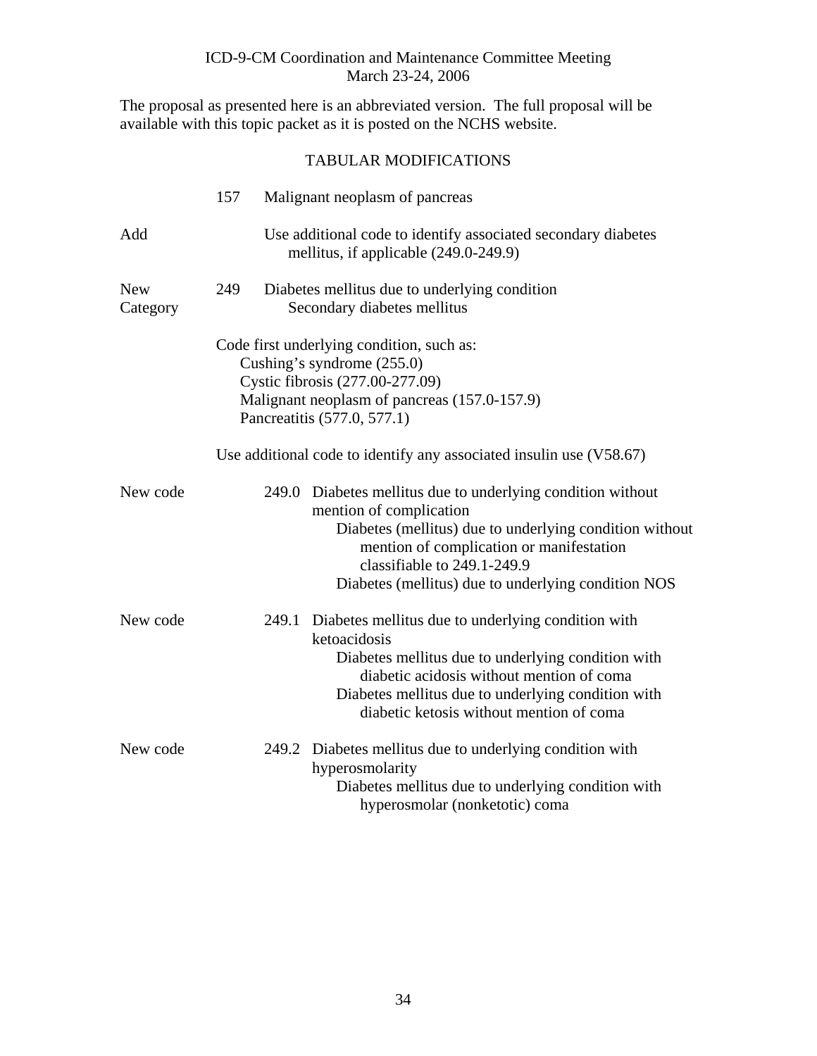ICD-9-CM Coordination and Maintenance Committee Meeting
March 23-24, 2006

The proposal as presented here is an abbreviated version. The full proposal will be available with this topic packet as it is posted on the NCHS website.

## TABULAR MODIFICATIONS

157 Malignant neoplasm of pancreas

Add — Use additional code to identify associated secondary diabetes mellitus, if applicable (249.0-249.9)

New Category — 249 Diabetes mellitus due to underlying condition
Secondary diabetes mellitus

Code first underlying condition, such as:
- Cushing's syndrome (255.0)
- Cystic fibrosis (277.00-277.09)
- Malignant neoplasm of pancreas (157.0-157.9)
- Pancreatitis (577.0, 577.1)

Use additional code to identify any associated insulin use (V58.67)

New code — 249.0 Diabetes mellitus due to underlying condition without mention of complication
- Diabetes (mellitus) due to underlying condition without mention of complication or manifestation classifiable to 249.1-249.9
- Diabetes (mellitus) due to underlying condition NOS

New code — 249.1 Diabetes mellitus due to underlying condition with ketoacidosis
- Diabetes mellitus due to underlying condition with diabetic acidosis without mention of coma
- Diabetes mellitus due to underlying condition with diabetic ketosis without mention of coma

New code — 249.2 Diabetes mellitus due to underlying condition with hyperosmolarity
- Diabetes mellitus due to underlying condition with hyperosmolar (nonketotic) coma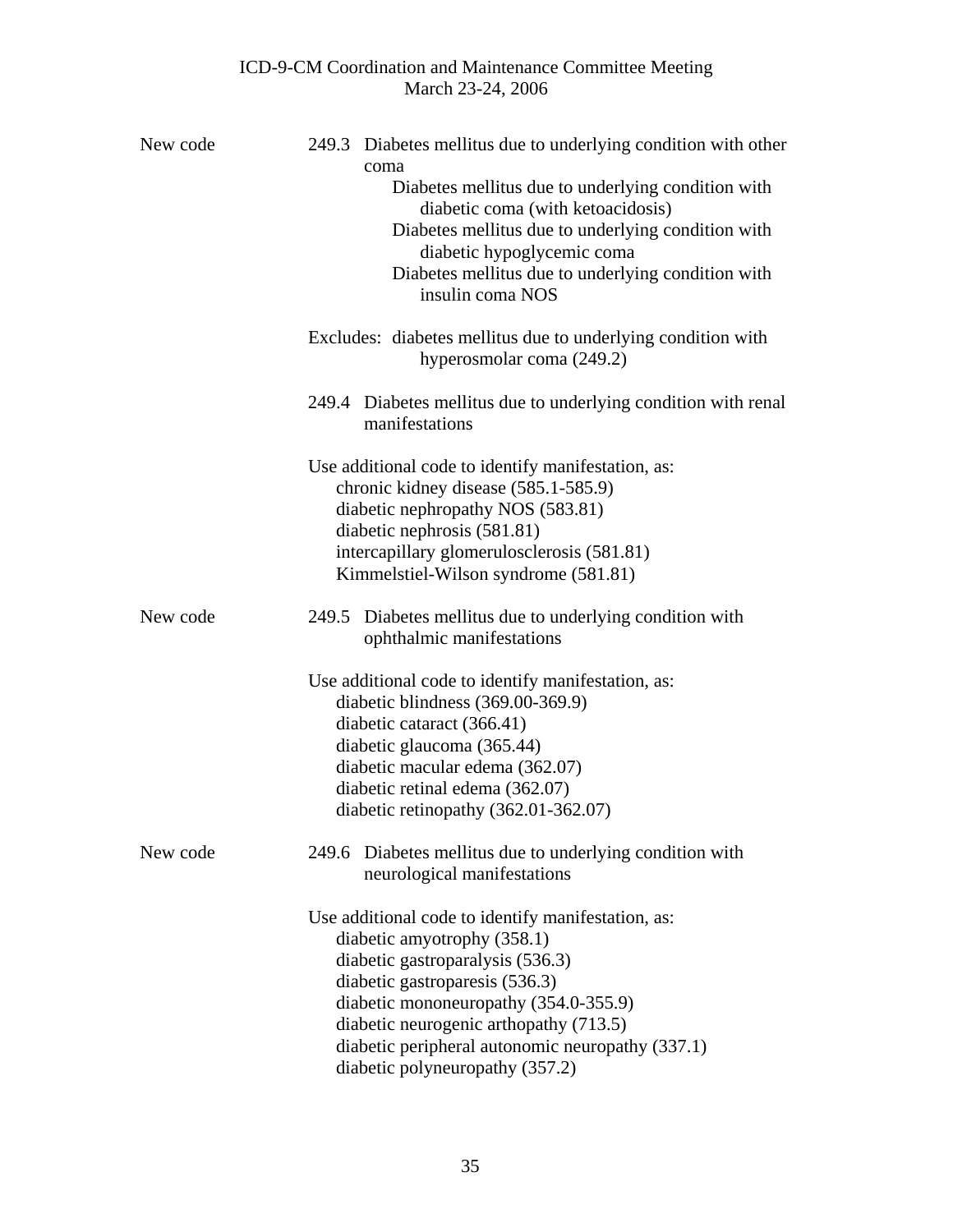New code 249.3 Diabetes mellitus due to underlying condition with other coma

Diabetes mellitus due to underlying condition with diabetic coma (with ketoacidosis)
Diabetes mellitus due to underlying condition with diabetic hypoglycemic coma
Diabetes mellitus due to underlying condition with insulin coma NOS

Excludes: diabetes mellitus due to underlying condition with hyperosmolar coma (249.2)

249.4 Diabetes mellitus due to underlying condition with renal manifestations

Use additional code to identify manifestation, as:
- chronic kidney disease (585.1-585.9)
- diabetic nephropathy NOS (583.81)
- diabetic nephrosis (581.81)
- intercapillary glomerulosclerosis (581.81)
- Kimmelstiel-Wilson syndrome (581.81)

New code 249.5 Diabetes mellitus due to underlying condition with ophthalmic manifestations

Use additional code to identify manifestation, as:
- diabetic blindness (369.00-369.9)
- diabetic cataract (366.41)
- diabetic glaucoma (365.44)
- diabetic macular edema (362.07)
- diabetic retinal edema (362.07)
- diabetic retinopathy (362.01-362.07)

New code 249.6 Diabetes mellitus due to underlying condition with neurological manifestations

Use additional code to identify manifestation, as:
- diabetic amyotrophy (358.1)
- diabetic gastroparalysis (536.3)
- diabetic gastroparesis (536.3)
- diabetic mononeuropathy (354.0-355.9)
- diabetic neurogenic arthopathy (713.5)
- diabetic peripheral autonomic neuropathy (337.1)
- diabetic polyneuropathy (357.2)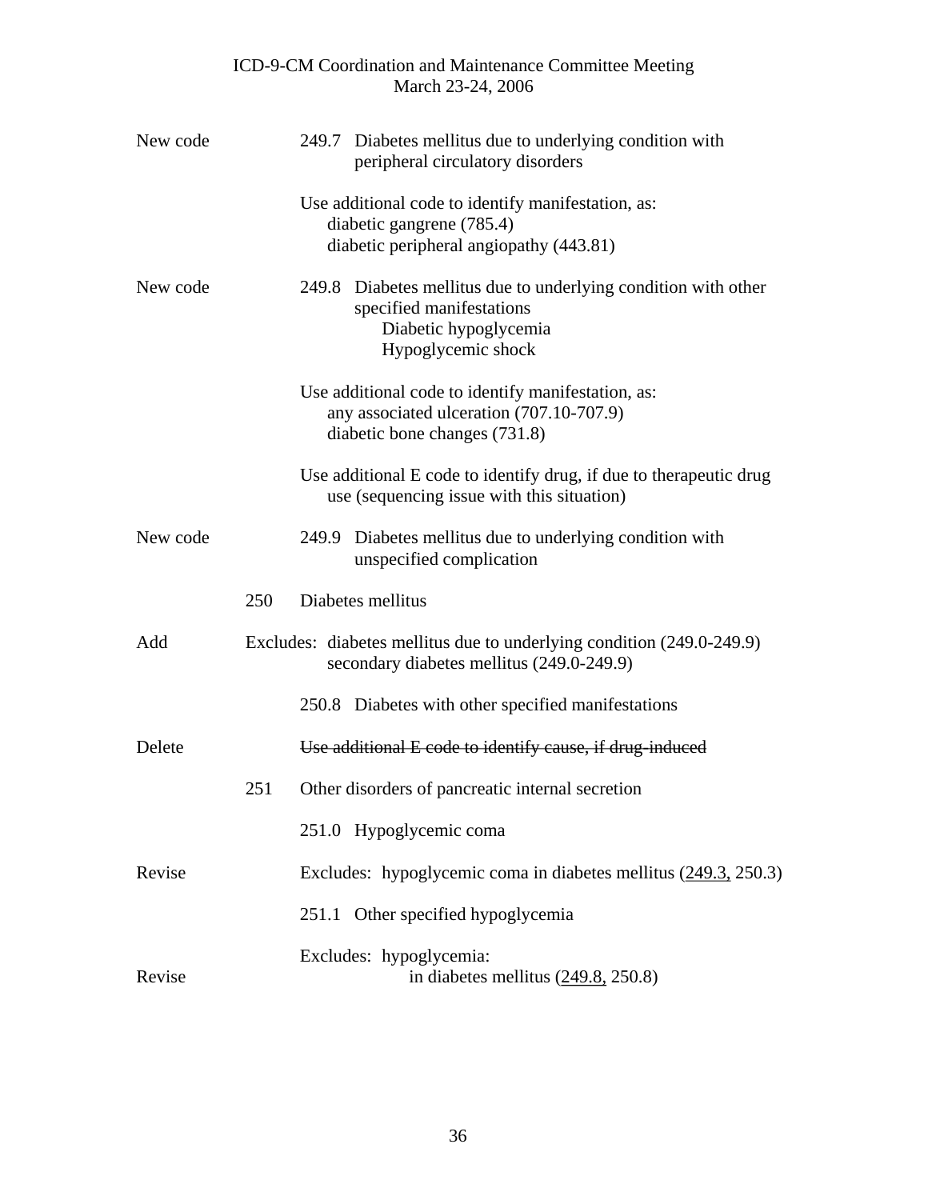New code 249.7 Diabetes mellitus due to underlying condition with peripheral circulatory disorders

Use additional code to identify manifestation, as:
  diabetic gangrene (785.4)
  diabetic peripheral angiopathy (443.81)

New code 249.8 Diabetes mellitus due to underlying condition with other specified manifestations
  Diabetic hypoglycemia
  Hypoglycemic shock

Use additional code to identify manifestation, as:
  any associated ulceration (707.10-707.9)
  diabetic bone changes (731.8)

Use additional E code to identify drug, if due to therapeutic drug use (sequencing issue with this situation)

New code 249.9 Diabetes mellitus due to underlying condition with unspecified complication

250 Diabetes mellitus

Add Excludes: diabetes mellitus due to underlying condition (249.0-249.9)
  secondary diabetes mellitus (249.0-249.9)

250.8 Diabetes with other specified manifestations

Delete ~~Use additional E code to identify cause, if drug-induced~~

251 Other disorders of pancreatic internal secretion

251.0 Hypoglycemic coma

Revise Excludes: hypoglycemic coma in diabetes mellitus (<u>249.3,</u> 250.3)

251.1 Other specified hypoglycemia

Excludes: hypoglycemia:
Revise   in diabetes mellitus (<u>249.8,</u> 250.8)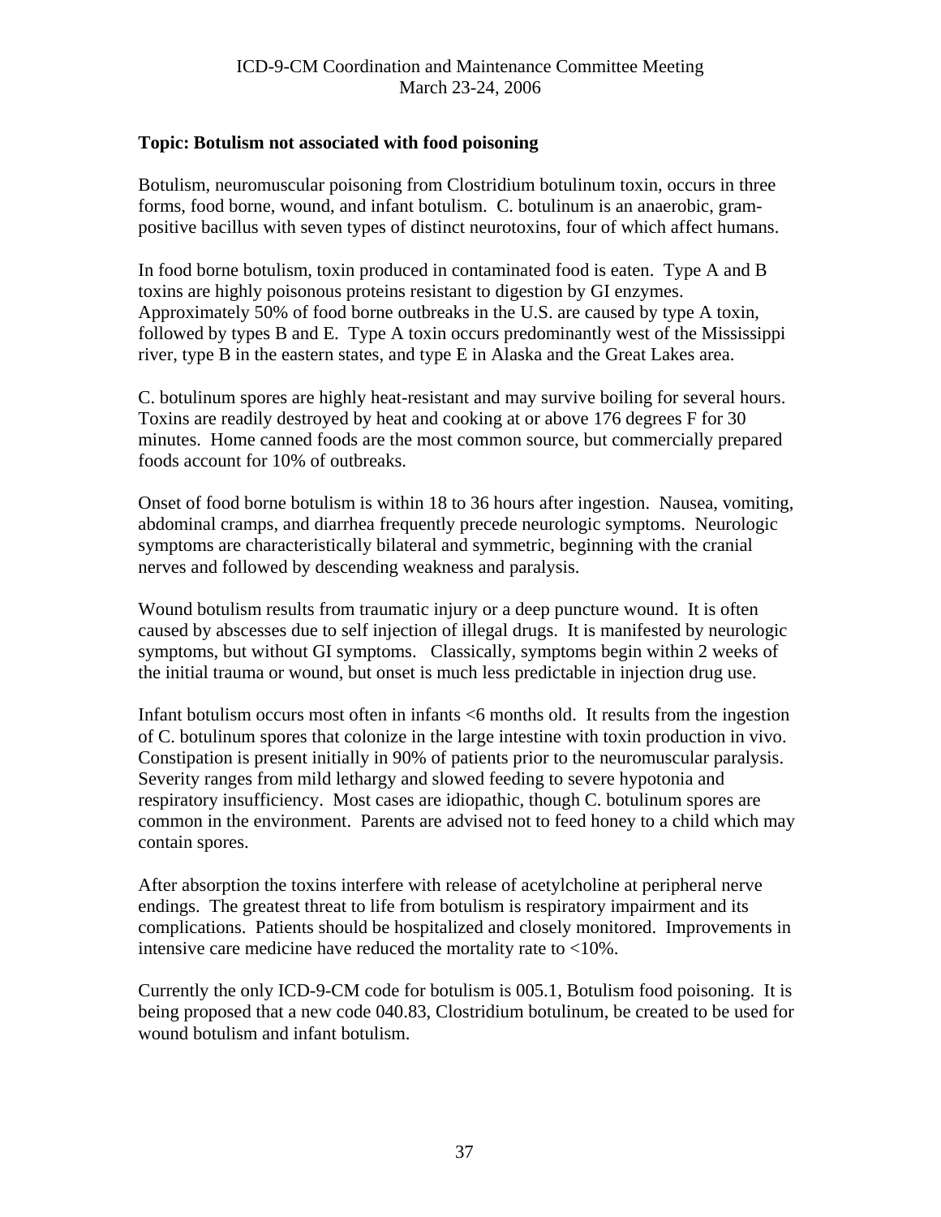**Topic: Botulism not associated with food poisoning**

Botulism, neuromuscular poisoning from Clostridium botulinum toxin, occurs in three forms, food borne, wound, and infant botulism. C. botulinum is an anaerobic, gram-positive bacillus with seven types of distinct neurotoxins, four of which affect humans.

In food borne botulism, toxin produced in contaminated food is eaten. Type A and B toxins are highly poisonous proteins resistant to digestion by GI enzymes. Approximately 50% of food borne outbreaks in the U.S. are caused by type A toxin, followed by types B and E. Type A toxin occurs predominantly west of the Mississippi river, type B in the eastern states, and type E in Alaska and the Great Lakes area.

C. botulinum spores are highly heat-resistant and may survive boiling for several hours. Toxins are readily destroyed by heat and cooking at or above 176 degrees F for 30 minutes. Home canned foods are the most common source, but commercially prepared foods account for 10% of outbreaks.

Onset of food borne botulism is within 18 to 36 hours after ingestion. Nausea, vomiting, abdominal cramps, and diarrhea frequently precede neurologic symptoms. Neurologic symptoms are characteristically bilateral and symmetric, beginning with the cranial nerves and followed by descending weakness and paralysis.

Wound botulism results from traumatic injury or a deep puncture wound. It is often caused by abscesses due to self injection of illegal drugs. It is manifested by neurologic symptoms, but without GI symptoms. Classically, symptoms begin within 2 weeks of the initial trauma or wound, but onset is much less predictable in injection drug use.

Infant botulism occurs most often in infants <6 months old. It results from the ingestion of C. botulinum spores that colonize in the large intestine with toxin production in vivo. Constipation is present initially in 90% of patients prior to the neuromuscular paralysis. Severity ranges from mild lethargy and slowed feeding to severe hypotonia and respiratory insufficiency. Most cases are idiopathic, though C. botulinum spores are common in the environment. Parents are advised not to feed honey to a child which may contain spores.

After absorption the toxins interfere with release of acetylcholine at peripheral nerve endings. The greatest threat to life from botulism is respiratory impairment and its complications. Patients should be hospitalized and closely monitored. Improvements in intensive care medicine have reduced the mortality rate to <10%.

Currently the only ICD-9-CM code for botulism is 005.1, Botulism food poisoning. It is being proposed that a new code 040.83, Clostridium botulinum, be created to be used for wound botulism and infant botulism.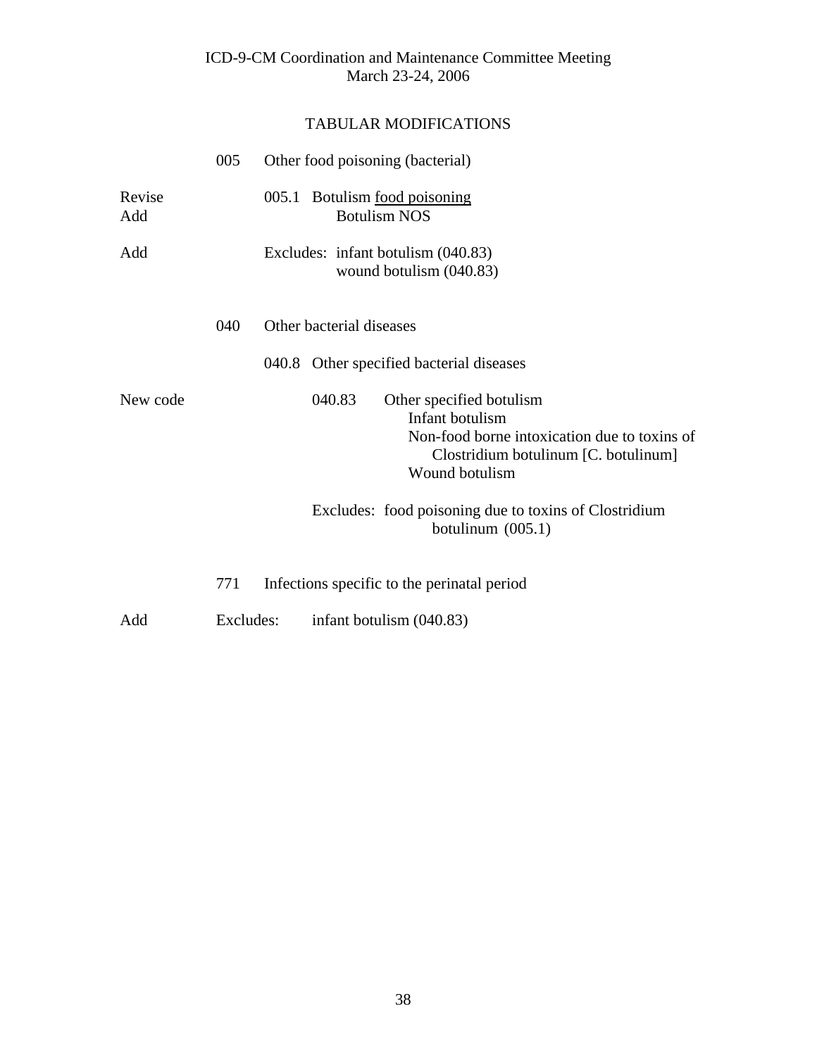ICD-9-CM Coordination and Maintenance Committee Meeting
March 23-24, 2006

## TABULAR MODIFICATIONS

| | | |
|---|---|---|
| | 005 | Other food poisoning (bacterial) |
| Revise | | 005.1 Botulism <u>food poisoning</u> |
| Add | | Botulism NOS |
| Add | | Excludes: infant botulism (040.83) <br> wound botulism (040.83) |
| | 040 | Other bacterial diseases |
| | | 040.8 Other specified bacterial diseases |
| New code | | 040.83 Other specified botulism <br> Infant botulism <br> Non-food borne intoxication due to toxins of Clostridium botulinum [C. botulinum] <br> Wound botulism |
| | | Excludes: food poisoning due to toxins of Clostridium botulinum (005.1) |
| | 771 | Infections specific to the perinatal period |
| Add | Excludes: | infant botulism (040.83) |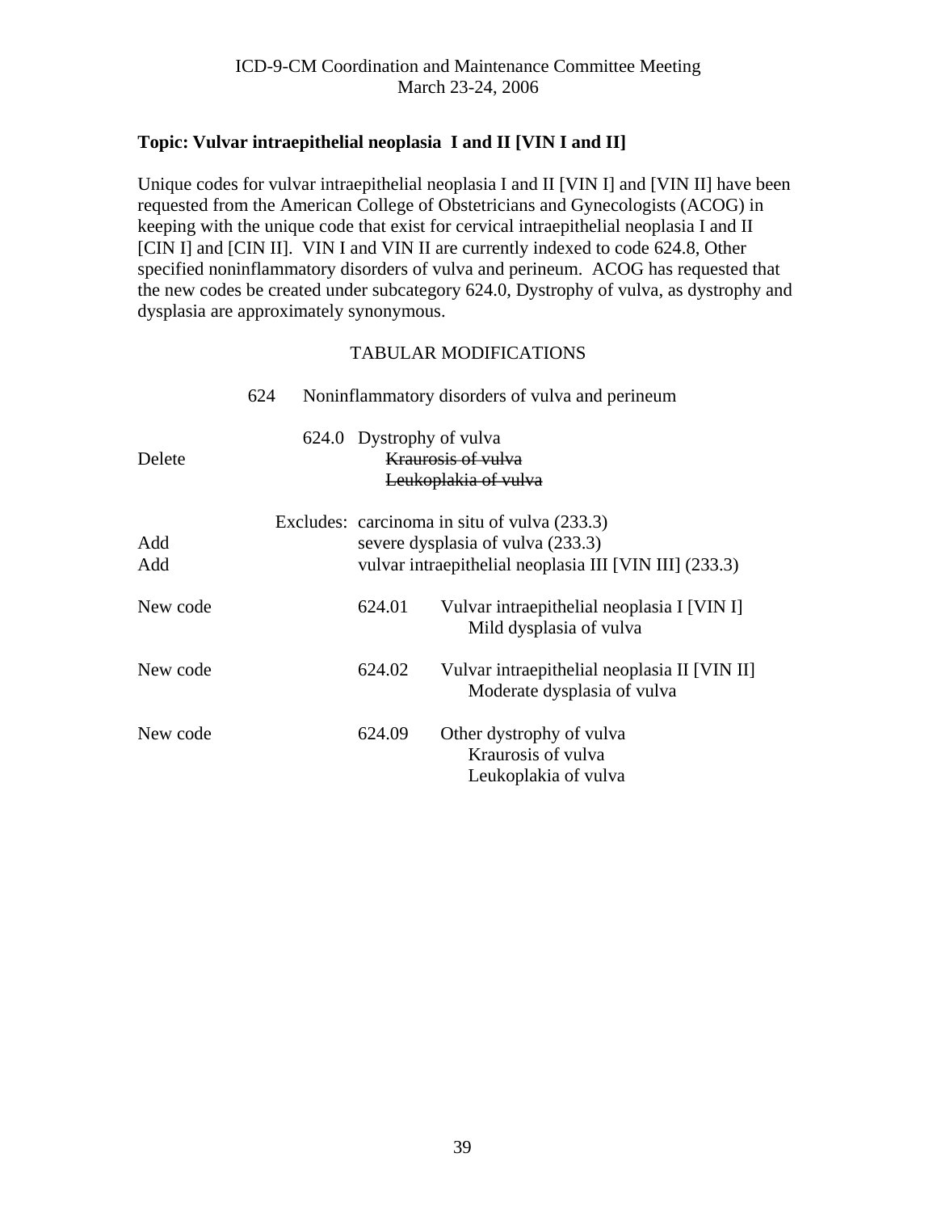ICD-9-CM Coordination and Maintenance Committee Meeting
March 23-24, 2006

**Topic: Vulvar intraepithelial neoplasia I and II [VIN I and II]**

Unique codes for vulvar intraepithelial neoplasia I and II [VIN I] and [VIN II] have been requested from the American College of Obstetricians and Gynecologists (ACOG) in keeping with the unique code that exist for cervical intraepithelial neoplasia I and II [CIN I] and [CIN II]. VIN I and VIN II are currently indexed to code 624.8, Other specified noninflammatory disorders of vulva and perineum. ACOG has requested that the new codes be created under subcategory 624.0, Dystrophy of vulva, as dystrophy and dysplasia are approximately synonymous.

TABULAR MODIFICATIONS

| | | | |
|---|---|---|---|
| | 624 | Noninflammatory disorders of vulva and perineum | |
| | 624.0 | Dystrophy of vulva | |
| Delete | | ~~Kraurosis of vulva~~ | |
| | | ~~Leukoplakia of vulva~~ | |
| | Excludes: | carcinoma in situ of vulva (233.3) | |
| Add | | severe dysplasia of vulva (233.3) | |
| Add | | vulvar intraepithelial neoplasia III [VIN III] (233.3) | |
| New code | | 624.01 | Vulvar intraepithelial neoplasia I [VIN I] |
| | | | Mild dysplasia of vulva |
| New code | | 624.02 | Vulvar intraepithelial neoplasia II [VIN II] |
| | | | Moderate dysplasia of vulva |
| New code | | 624.09 | Other dystrophy of vulva |
| | | | Kraurosis of vulva |
| | | | Leukoplakia of vulva |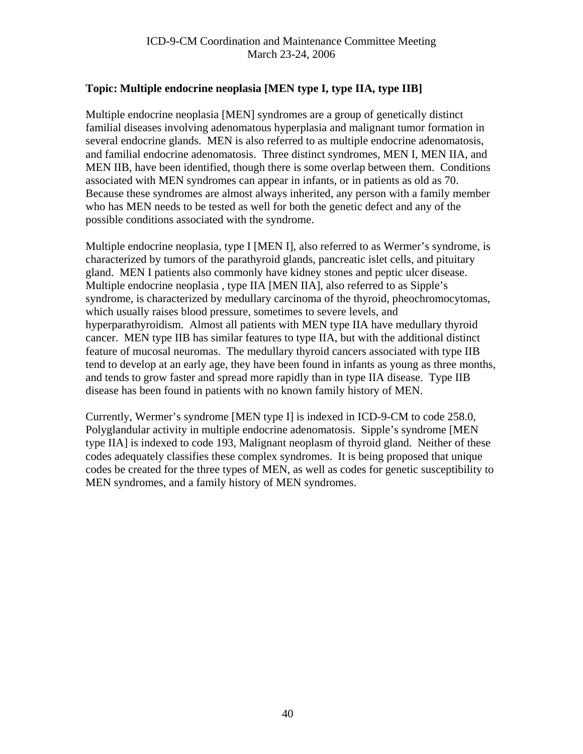**Topic: Multiple endocrine neoplasia [MEN type I, type IIA, type IIB]**

Multiple endocrine neoplasia [MEN] syndromes are a group of genetically distinct familial diseases involving adenomatous hyperplasia and malignant tumor formation in several endocrine glands. MEN is also referred to as multiple endocrine adenomatosis, and familial endocrine adenomatosis. Three distinct syndromes, MEN I, MEN IIA, and MEN IIB, have been identified, though there is some overlap between them. Conditions associated with MEN syndromes can appear in infants, or in patients as old as 70. Because these syndromes are almost always inherited, any person with a family member who has MEN needs to be tested as well for both the genetic defect and any of the possible conditions associated with the syndrome.

Multiple endocrine neoplasia, type I [MEN I], also referred to as Wermer's syndrome, is characterized by tumors of the parathyroid glands, pancreatic islet cells, and pituitary gland. MEN I patients also commonly have kidney stones and peptic ulcer disease. Multiple endocrine neoplasia , type IIA [MEN IIA], also referred to as Sipple's syndrome, is characterized by medullary carcinoma of the thyroid, pheochromocytomas, which usually raises blood pressure, sometimes to severe levels, and hyperparathyroidism. Almost all patients with MEN type IIA have medullary thyroid cancer. MEN type IIB has similar features to type IIA, but with the additional distinct feature of mucosal neuromas. The medullary thyroid cancers associated with type IIB tend to develop at an early age, they have been found in infants as young as three months, and tends to grow faster and spread more rapidly than in type IIA disease. Type IIB disease has been found in patients with no known family history of MEN.

Currently, Wermer's syndrome [MEN type I] is indexed in ICD-9-CM to code 258.0, Polyglandular activity in multiple endocrine adenomatosis. Sipple's syndrome [MEN type IIA] is indexed to code 193, Malignant neoplasm of thyroid gland. Neither of these codes adequately classifies these complex syndromes. It is being proposed that unique codes be created for the three types of MEN, as well as codes for genetic susceptibility to MEN syndromes, and a family history of MEN syndromes.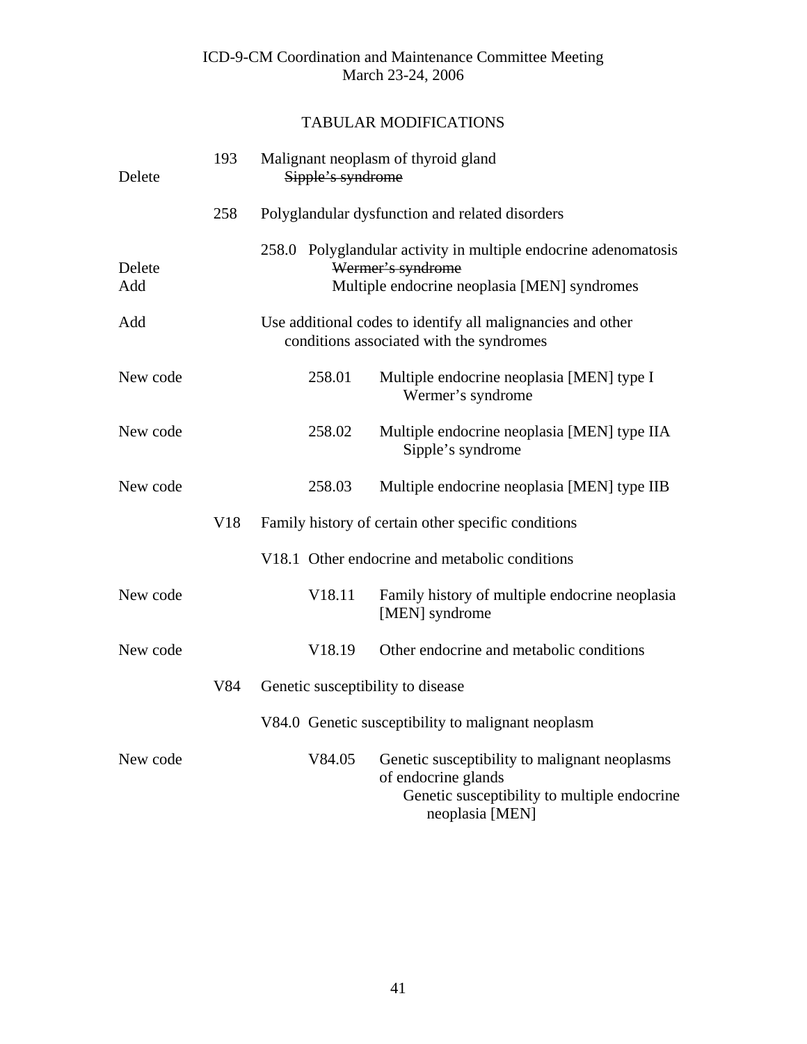ICD-9-CM Coordination and Maintenance Committee Meeting
March 23-24, 2006

TABULAR MODIFICATIONS

| | | |
|---|---|---|
| | 193 | Malignant neoplasm of thyroid gland |
| Delete | | ~~Sipple's syndrome~~ |
| | 258 | Polyglandular dysfunction and related disorders |
| | | 258.0 Polyglandular activity in multiple endocrine adenomatosis |
| Delete | | ~~Wermer's syndrome~~ |
| Add | | Multiple endocrine neoplasia [MEN] syndromes |
| Add | | Use additional codes to identify all malignancies and other conditions associated with the syndromes |
| New code | | 258.01 Multiple endocrine neoplasia [MEN] type I<br>Wermer's syndrome |
| New code | | 258.02 Multiple endocrine neoplasia [MEN] type IIA<br>Sipple's syndrome |
| New code | | 258.03 Multiple endocrine neoplasia [MEN] type IIB |
| | V18 | Family history of certain other specific conditions |
| | | V18.1 Other endocrine and metabolic conditions |
| New code | | V18.11 Family history of multiple endocrine neoplasia [MEN] syndrome |
| New code | | V18.19 Other endocrine and metabolic conditions |
| | V84 | Genetic susceptibility to disease |
| | | V84.0 Genetic susceptibility to malignant neoplasm |
| New code | | V84.05 Genetic susceptibility to malignant neoplasms of endocrine glands<br>Genetic susceptibility to multiple endocrine neoplasia [MEN] |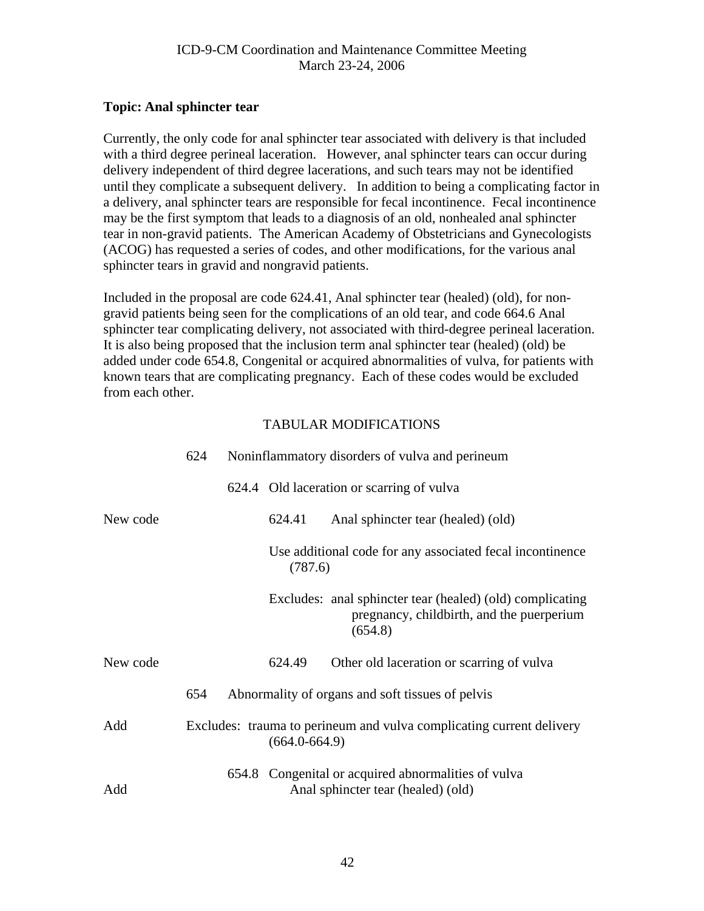ICD-9-CM Coordination and Maintenance Committee Meeting
March 23-24, 2006

**Topic: Anal sphincter tear**

Currently, the only code for anal sphincter tear associated with delivery is that included with a third degree perineal laceration. However, anal sphincter tears can occur during delivery independent of third degree lacerations, and such tears may not be identified until they complicate a subsequent delivery. In addition to being a complicating factor in a delivery, anal sphincter tears are responsible for fecal incontinence. Fecal incontinence may be the first symptom that leads to a diagnosis of an old, nonhealed anal sphincter tear in non-gravid patients. The American Academy of Obstetricians and Gynecologists (ACOG) has requested a series of codes, and other modifications, for the various anal sphincter tears in gravid and nongravid patients.

Included in the proposal are code 624.41, Anal sphincter tear (healed) (old), for non-gravid patients being seen for the complications of an old tear, and code 664.6 Anal sphincter tear complicating delivery, not associated with third-degree perineal laceration. It is also being proposed that the inclusion term anal sphincter tear (healed) (old) be added under code 654.8, Congenital or acquired abnormalities of vulva, for patients with known tears that are complicating pregnancy. Each of these codes would be excluded from each other.

TABULAR MODIFICATIONS

624 Noninflammatory disorders of vulva and perineum

624.4 Old laceration or scarring of vulva

New code — 624.41 Anal sphincter tear (healed) (old)

Use additional code for any associated fecal incontinence (787.6)

Excludes: anal sphincter tear (healed) (old) complicating pregnancy, childbirth, and the puerperium (654.8)

New code — 624.49 Other old laceration or scarring of vulva

654 Abnormality of organs and soft tissues of pelvis

Add — Excludes: trauma to perineum and vulva complicating current delivery (664.0-664.9)

654.8 Congenital or acquired abnormalities of vulva

Add — Anal sphincter tear (healed) (old)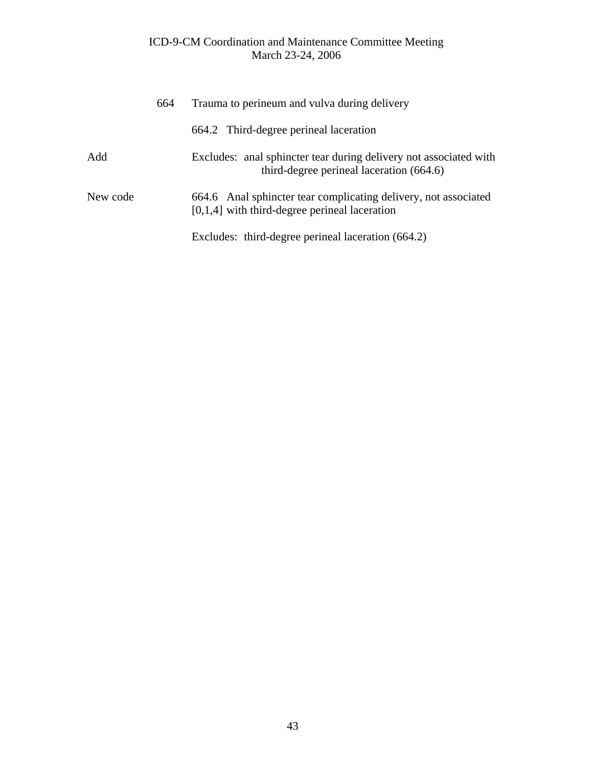664 Trauma to perineum and vulva during delivery

664.2 Third-degree perineal laceration

Add — Excludes: anal sphincter tear during delivery not associated with third-degree perineal laceration (664.6)

New code — 664.6 Anal sphincter tear complicating delivery, not associated [0,1,4] with third-degree perineal laceration

Excludes: third-degree perineal laceration (664.2)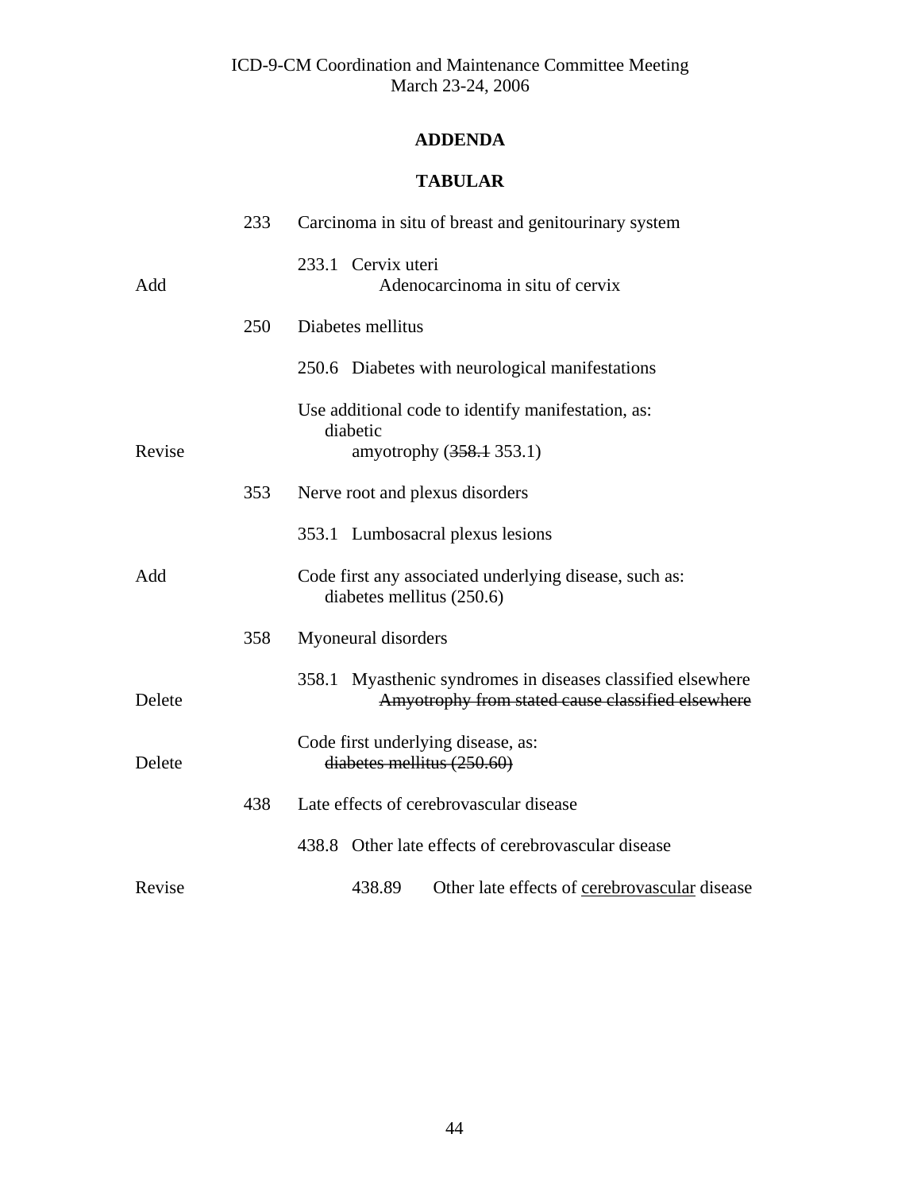ICD-9-CM Coordination and Maintenance Committee Meeting
March 23-24, 2006

## ADDENDA

## TABULAR

| | | |
|---|---|---|
| | 233 | Carcinoma in situ of breast and genitourinary system |
| | | 233.1 Cervix uteri |
| Add | | Adenocarcinoma in situ of cervix |
| | 250 | Diabetes mellitus |
| | | 250.6 Diabetes with neurological manifestations |
| | | Use additional code to identify manifestation, as: diabetic |
| Revise | | amyotrophy (~~358.1~~ 353.1) |
| | 353 | Nerve root and plexus disorders |
| | | 353.1 Lumbosacral plexus lesions |
| Add | | Code first any associated underlying disease, such as: diabetes mellitus (250.6) |
| | 358 | Myoneural disorders |
| | | 358.1 Myasthenic syndromes in diseases classified elsewhere |
| Delete | | ~~Amyotrophy from stated cause classified elsewhere~~ |
| | | Code first underlying disease, as: |
| Delete | | ~~diabetes mellitus (250.60)~~ |
| | 438 | Late effects of cerebrovascular disease |
| | | 438.8 Other late effects of cerebrovascular disease |
| Revise | | 438.89 Other late effects of <u>cerebrovascular</u> disease |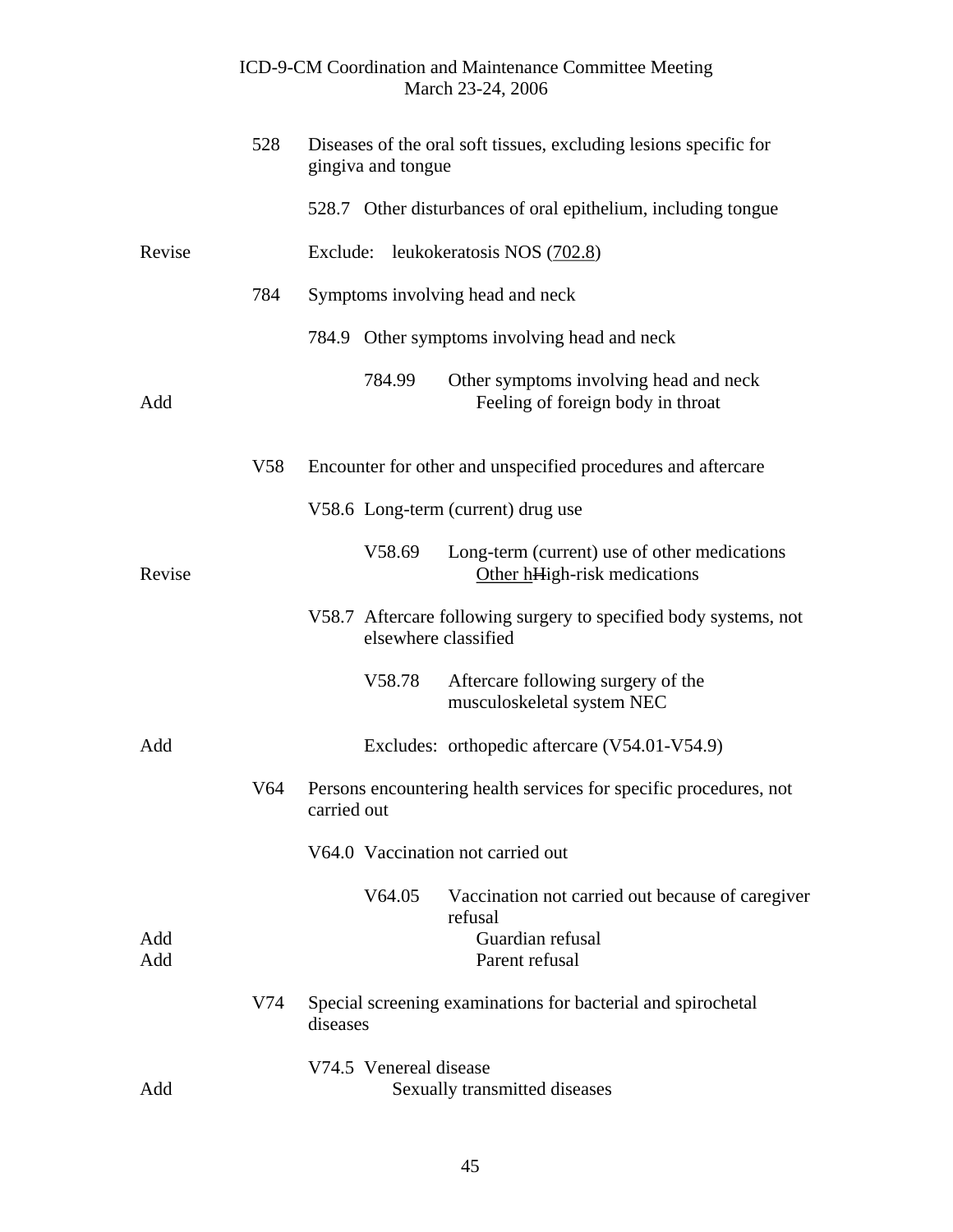| | | | | |
|---|---|---|---|---|
| | 528 | Diseases of the oral soft tissues, excluding lesions specific for gingiva and tongue | | |
| | | 528.7 Other disturbances of oral epithelium, including tongue | | |
| Revise | | Exclude: leukokeratosis NOS (<u>702.8</u>) | | |
| | 784 | Symptoms involving head and neck | | |
| | | 784.9 Other symptoms involving head and neck | | |
| | | | 784.99 | Other symptoms involving head and neck |
| Add | | | | Feeling of foreign body in throat |
| | V58 | Encounter for other and unspecified procedures and aftercare | | |
| | | V58.6 Long-term (current) drug use | | |
| | | | V58.69 | Long-term (current) use of other medications |
| Revise | | | | <u>Other h</u>~~H~~igh-risk medications |
| | | V58.7 Aftercare following surgery to specified body systems, not elsewhere classified | | |
| | | | V58.78 | Aftercare following surgery of the musculoskeletal system NEC |
| Add | | | Excludes: | orthopedic aftercare (V54.01-V54.9) |
| | V64 | Persons encountering health services for specific procedures, not carried out | | |
| | | V64.0 Vaccination not carried out | | |
| | | | V64.05 | Vaccination not carried out because of caregiver refusal |
| Add | | | | Guardian refusal |
| Add | | | | Parent refusal |
| | V74 | Special screening examinations for bacterial and spirochetal diseases | | |
| | | V74.5 Venereal disease | | |
| Add | | | | Sexually transmitted diseases |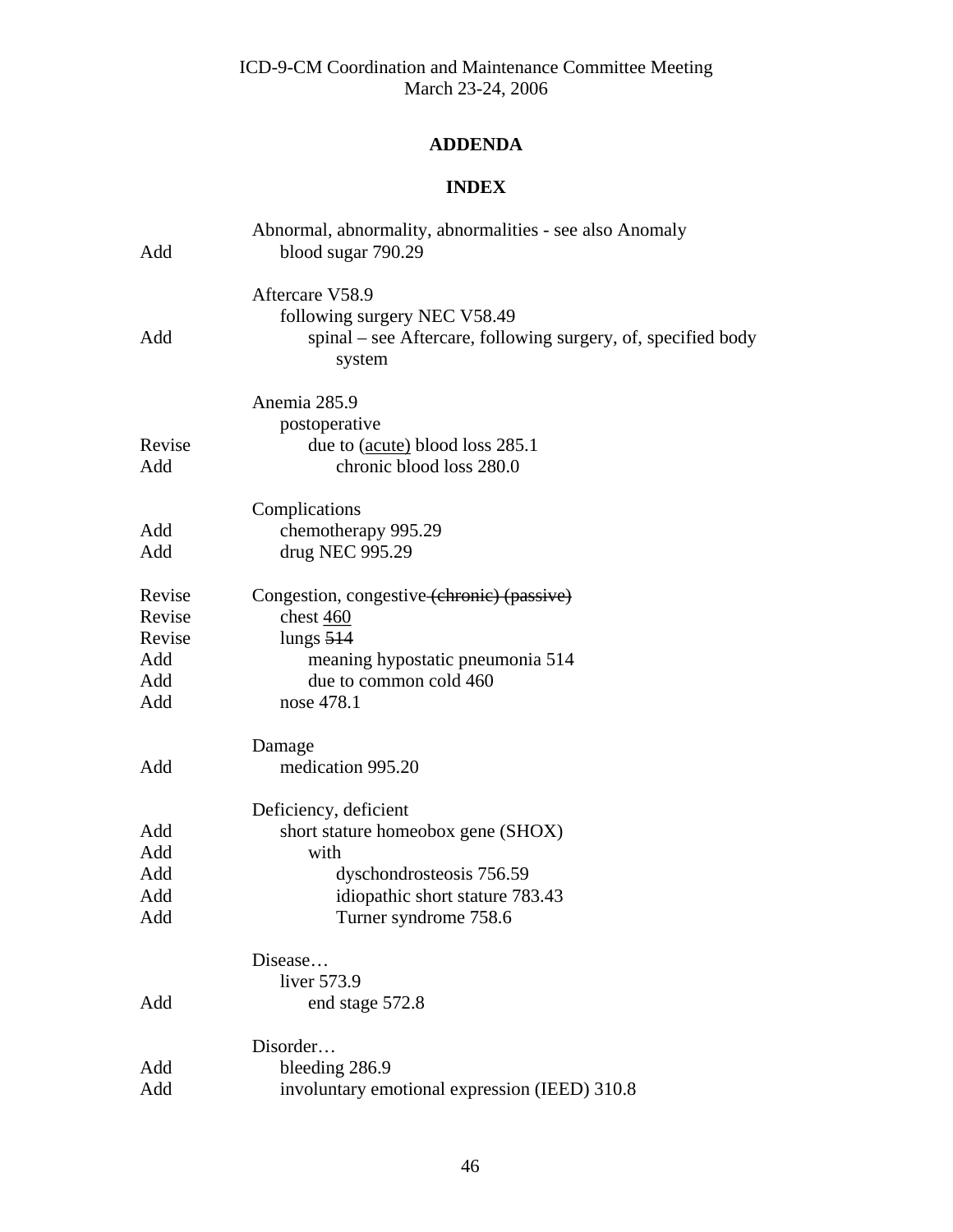ICD-9-CM Coordination and Maintenance Committee Meeting
March 23-24, 2006

## ADDENDA

## INDEX

| | |
|---|---|
| | Abnormal, abnormality, abnormalities - see also Anomaly |
| Add | &nbsp;&nbsp;&nbsp;&nbsp;blood sugar 790.29 |
| | |
| | Aftercare V58.9 |
| | &nbsp;&nbsp;&nbsp;&nbsp;following surgery NEC V58.49 |
| Add | &nbsp;&nbsp;&nbsp;&nbsp;&nbsp;&nbsp;&nbsp;&nbsp;spinal – see Aftercare, following surgery, of, specified body system |
| | |
| | Anemia 285.9 |
| | &nbsp;&nbsp;&nbsp;&nbsp;postoperative |
| Revise | &nbsp;&nbsp;&nbsp;&nbsp;&nbsp;&nbsp;&nbsp;&nbsp;due to <u>(acute)</u> blood loss 285.1 |
| Add | &nbsp;&nbsp;&nbsp;&nbsp;&nbsp;&nbsp;&nbsp;&nbsp;&nbsp;&nbsp;&nbsp;&nbsp;chronic blood loss 280.0 |
| | |
| | Complications |
| Add | &nbsp;&nbsp;&nbsp;&nbsp;chemotherapy 995.29 |
| Add | &nbsp;&nbsp;&nbsp;&nbsp;drug NEC 995.29 |
| | |
| Revise | Congestion, congestive ~~(chronic) (passive)~~ |
| Revise | &nbsp;&nbsp;&nbsp;&nbsp;chest <u>460</u> |
| Revise | &nbsp;&nbsp;&nbsp;&nbsp;lungs ~~514~~ |
| Add | &nbsp;&nbsp;&nbsp;&nbsp;&nbsp;&nbsp;&nbsp;&nbsp;meaning hypostatic pneumonia 514 |
| Add | &nbsp;&nbsp;&nbsp;&nbsp;&nbsp;&nbsp;&nbsp;&nbsp;due to common cold 460 |
| Add | &nbsp;&nbsp;&nbsp;&nbsp;nose 478.1 |
| | |
| | Damage |
| Add | &nbsp;&nbsp;&nbsp;&nbsp;medication 995.20 |
| | |
| | Deficiency, deficient |
| Add | &nbsp;&nbsp;&nbsp;&nbsp;short stature homeobox gene (SHOX) |
| Add | &nbsp;&nbsp;&nbsp;&nbsp;&nbsp;&nbsp;&nbsp;&nbsp;with |
| Add | &nbsp;&nbsp;&nbsp;&nbsp;&nbsp;&nbsp;&nbsp;&nbsp;&nbsp;&nbsp;&nbsp;&nbsp;dyschondrosteosis 756.59 |
| Add | &nbsp;&nbsp;&nbsp;&nbsp;&nbsp;&nbsp;&nbsp;&nbsp;&nbsp;&nbsp;&nbsp;&nbsp;idiopathic short stature 783.43 |
| Add | &nbsp;&nbsp;&nbsp;&nbsp;&nbsp;&nbsp;&nbsp;&nbsp;&nbsp;&nbsp;&nbsp;&nbsp;Turner syndrome 758.6 |
| | |
| | Disease… |
| | &nbsp;&nbsp;&nbsp;&nbsp;liver 573.9 |
| Add | &nbsp;&nbsp;&nbsp;&nbsp;&nbsp;&nbsp;&nbsp;&nbsp;end stage 572.8 |
| | |
| | Disorder… |
| Add | &nbsp;&nbsp;&nbsp;&nbsp;bleeding 286.9 |
| Add | &nbsp;&nbsp;&nbsp;&nbsp;involuntary emotional expression (IEED) 310.8 |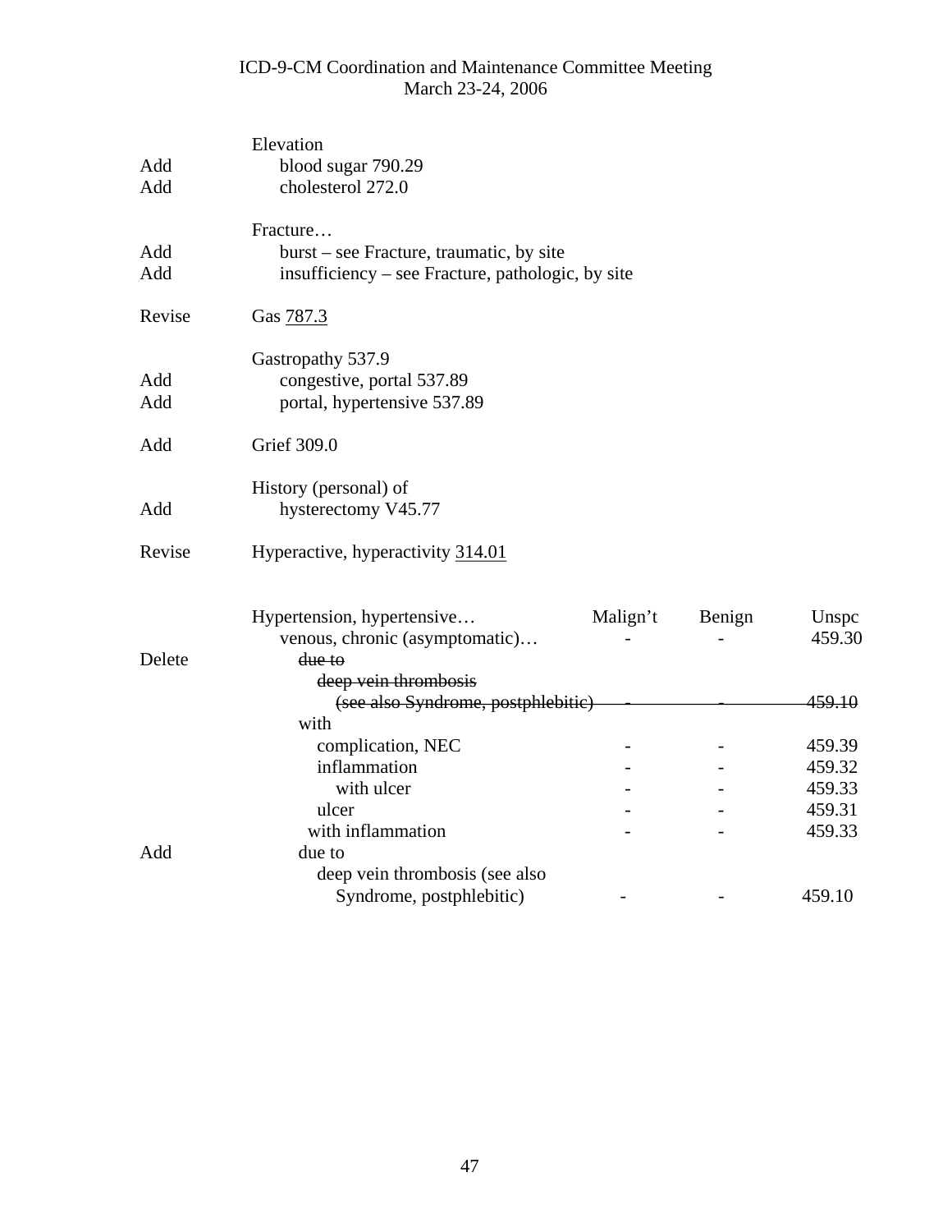| | |
|---|---|
| | Elevation |
| Add | blood sugar 790.29 |
| Add | cholesterol 272.0 |
| | |
| | Fracture… |
| Add | burst – see Fracture, traumatic, by site |
| Add | insufficiency – see Fracture, pathologic, by site |
| | |
| Revise | Gas <u>787.3</u> |
| | |
| | Gastropathy 537.9 |
| Add | congestive, portal 537.89 |
| Add | portal, hypertensive 537.89 |
| | |
| Add | Grief 309.0 |
| | |
| | History (personal) of |
| Add | hysterectomy V45.77 |
| | |
| Revise | Hyperactive, hyperactivity <u>314.01</u> |

| | Hypertension, hypertensive… | Malign't | Benign | Unspc |
|---|---|---|---|---|
| | venous, chronic (asymptomatic)… | - | - | 459.30 |
| Delete | ~~due to~~ | | | |
| | ~~deep vein thrombosis~~ | | | |
| | ~~(see also Syndrome, postphlebitic)~~ | ~~-~~ | ~~-~~ | ~~459.10~~ |
| | with | | | |
| | complication, NEC | - | - | 459.39 |
| | inflammation | - | - | 459.32 |
| | with ulcer | - | - | 459.33 |
| | ulcer | - | - | 459.31 |
| | with inflammation | - | - | 459.33 |
| Add | due to | | | |
| | deep vein thrombosis (see also Syndrome, postphlebitic) | - | - | 459.10 |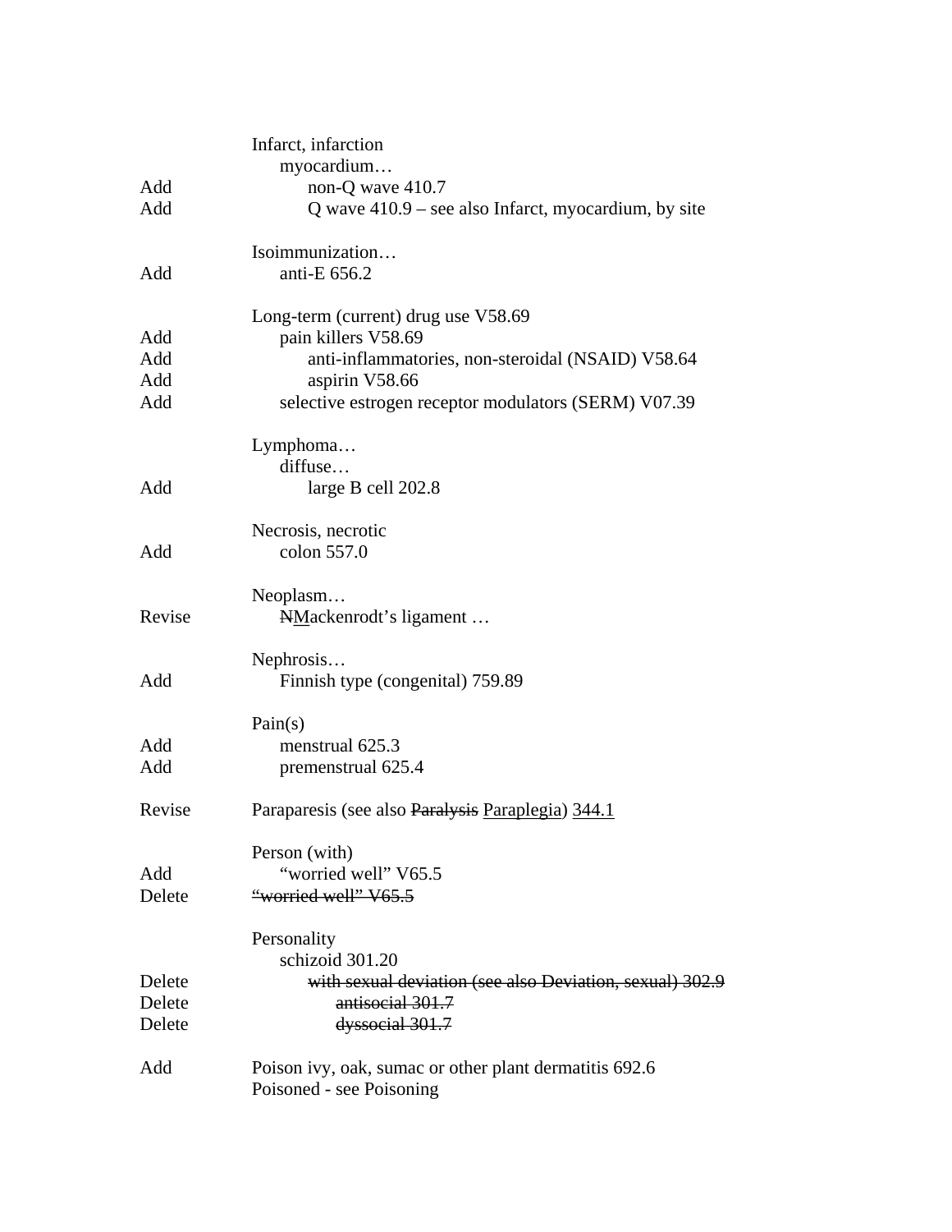| | |
|---|---|
| | Infarct, infarction |
| | myocardium… |
| Add | non-Q wave 410.7 |
| Add | Q wave 410.9 – see also Infarct, myocardium, by site |
| | |
| | Isoimmunization… |
| Add | anti-E 656.2 |
| | |
| | Long-term (current) drug use V58.69 |
| Add | pain killers V58.69 |
| Add | anti-inflammatories, non-steroidal (NSAID) V58.64 |
| Add | aspirin V58.66 |
| Add | selective estrogen receptor modulators (SERM) V07.39 |
| | |
| | Lymphoma… |
| | diffuse… |
| Add | large B cell 202.8 |
| | |
| | Necrosis, necrotic |
| Add | colon 557.0 |
| | |
| | Neoplasm… |
| Revise | ~~N~~<u>M</u>ackenrodt's ligament … |
| | |
| | Nephrosis… |
| Add | Finnish type (congenital) 759.89 |
| | |
| | Pain(s) |
| Add | menstrual 625.3 |
| Add | premenstrual 625.4 |
| | |
| Revise | Paraparesis (see also ~~Paralysis~~ <u>Paraplegia</u>) <u>344.1</u> |
| | |
| | Person (with) |
| Add | "worried well" V65.5 |
| Delete | ~~"worried well" V65.5~~ |
| | |
| | Personality |
| | schizoid 301.20 |
| Delete | ~~with sexual deviation (see also Deviation, sexual) 302.9~~ |
| Delete | ~~antisocial 301.7~~ |
| Delete | ~~dyssocial 301.7~~ |
| | |
| Add | Poison ivy, oak, sumac or other plant dermatitis 692.6 |
| | Poisoned - see Poisoning |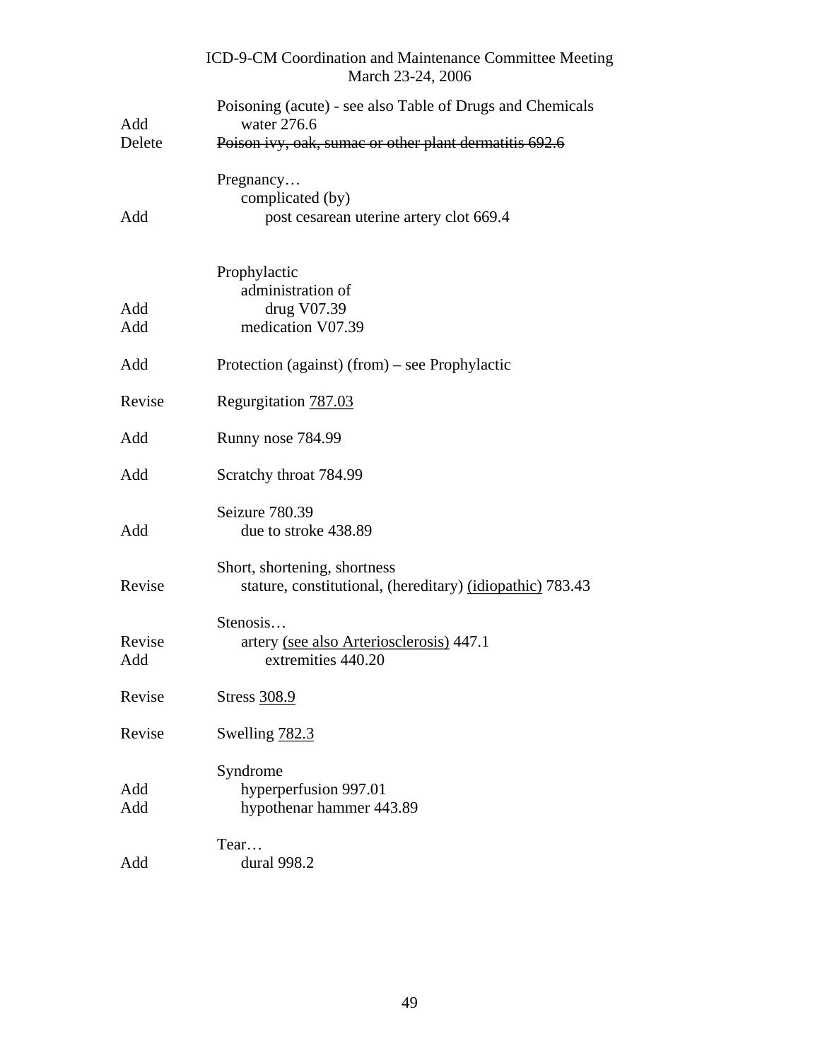| | |
|---|---|
| | Poisoning (acute) - see also Table of Drugs and Chemicals |
| Add | water 276.6 |
| Delete | ~~Poison ivy, oak, sumac or other plant dermatitis 692.6~~ |
| | |
| | Pregnancy… |
| | complicated (by) |
| Add | post cesarean uterine artery clot 669.4 |
| | |
| | Prophylactic |
| | administration of |
| Add | drug V07.39 |
| Add | medication V07.39 |
| | |
| Add | Protection (against) (from) – see Prophylactic |
| | |
| Revise | Regurgitation <u>787.03</u> |
| | |
| Add | Runny nose 784.99 |
| | |
| Add | Scratchy throat 784.99 |
| | |
| | Seizure 780.39 |
| Add | due to stroke 438.89 |
| | |
| | Short, shortening, shortness |
| Revise | stature, constitutional, (hereditary) <u>(idiopathic)</u> 783.43 |
| | |
| | Stenosis… |
| Revise | artery <u>(see also Arteriosclerosis)</u> 447.1 |
| Add | extremities 440.20 |
| | |
| Revise | Stress <u>308.9</u> |
| | |
| Revise | Swelling <u>782.3</u> |
| | |
| | Syndrome |
| Add | hyperperfusion 997.01 |
| Add | hypothenar hammer 443.89 |
| | |
| | Tear… |
| Add | dural 998.2 |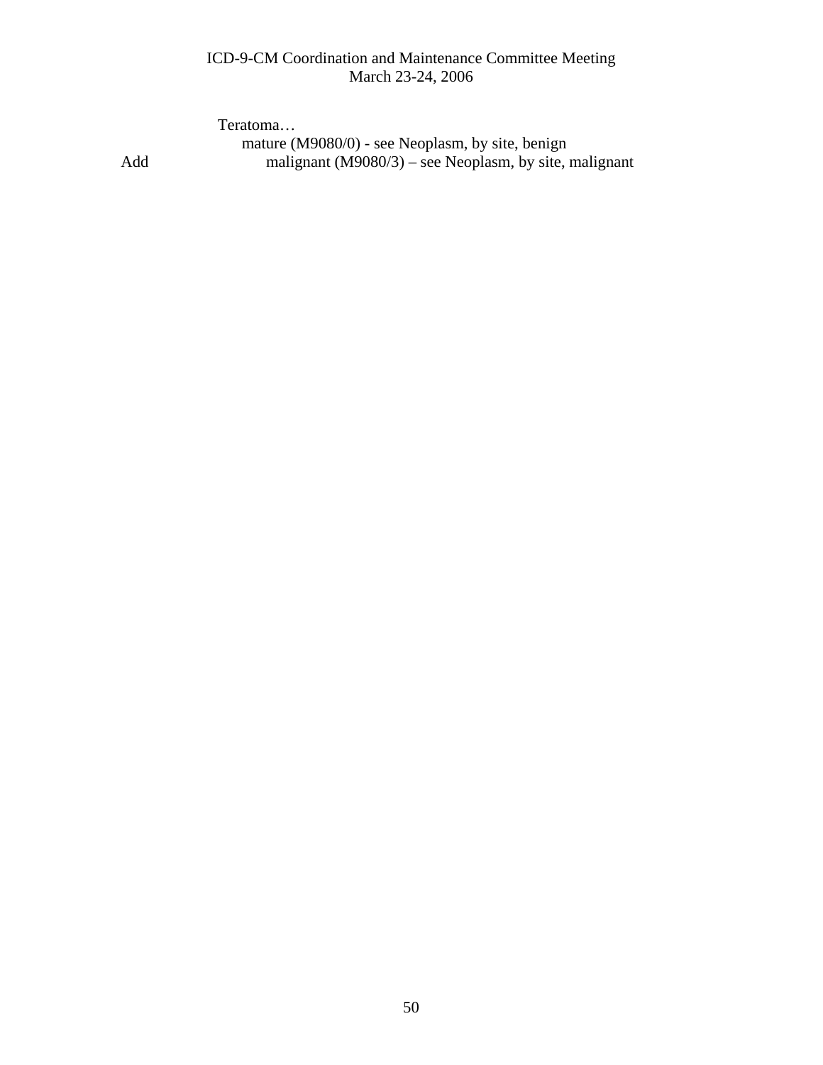Teratoma…

mature (M9080/0) - see Neoplasm, by site, benign

Add malignant (M9080/3) – see Neoplasm, by site, malignant